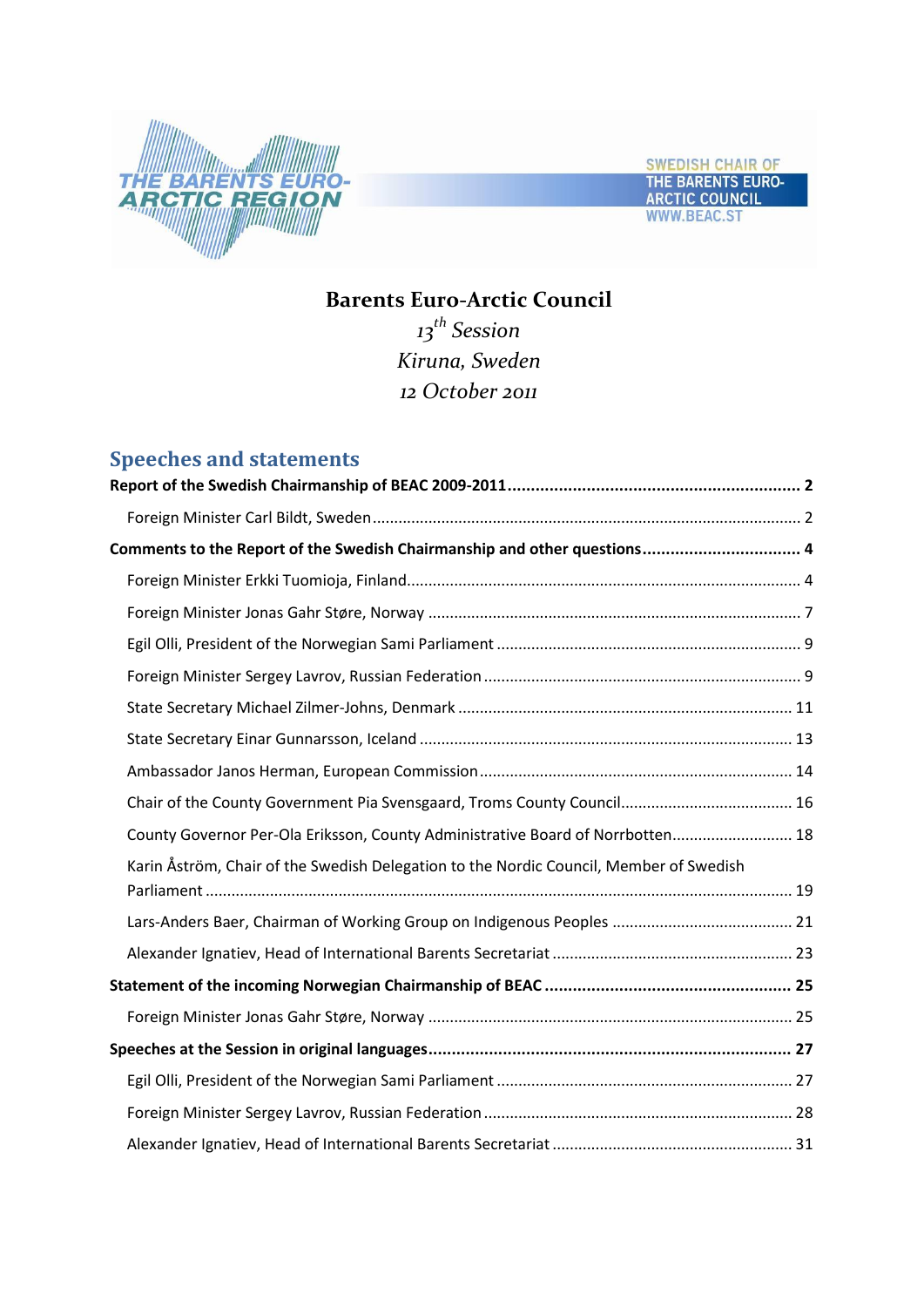THE BARENTS EURO-ARCTIC REGION

SWEDISH CHAIR OF THE BARENTS EURO-ARCTIC COUNCIL WWW.BEAC.ST

# Barents Euro-Arctic Council

*13th Session*
*Kiruna, Sweden*
*12 October 2011*

## Speeches and statements

**Report of the Swedish Chairmanship of BEAC 2009-2011 .......... 2**

- Foreign Minister Carl Bildt, Sweden .......... 2

**Comments to the Report of the Swedish Chairmanship and other questions .......... 4**

- Foreign Minister Erkki Tuomioja, Finland .......... 4
- Foreign Minister Jonas Gahr Støre, Norway .......... 7
- Egil Olli, President of the Norwegian Sami Parliament .......... 9
- Foreign Minister Sergey Lavrov, Russian Federation .......... 9
- State Secretary Michael Zilmer-Johns, Denmark .......... 11
- State Secretary Einar Gunnarsson, Iceland .......... 13
- Ambassador Janos Herman, European Commission .......... 14
- Chair of the County Government Pia Svensgaard, Troms County Council .......... 16
- County Governor Per-Ola Eriksson, County Administrative Board of Norrbotten .......... 18
- Karin Åström, Chair of the Swedish Delegation to the Nordic Council, Member of Swedish Parliament .......... 19
- Lars-Anders Baer, Chairman of Working Group on Indigenous Peoples .......... 21
- Alexander Ignatiev, Head of International Barents Secretariat .......... 23

**Statement of the incoming Norwegian Chairmanship of BEAC .......... 25**

- Foreign Minister Jonas Gahr Støre, Norway .......... 25

**Speeches at the Session in original languages .......... 27**

- Egil Olli, President of the Norwegian Sami Parliament .......... 27
- Foreign Minister Sergey Lavrov, Russian Federation .......... 28
- Alexander Ignatiev, Head of International Barents Secretariat .......... 31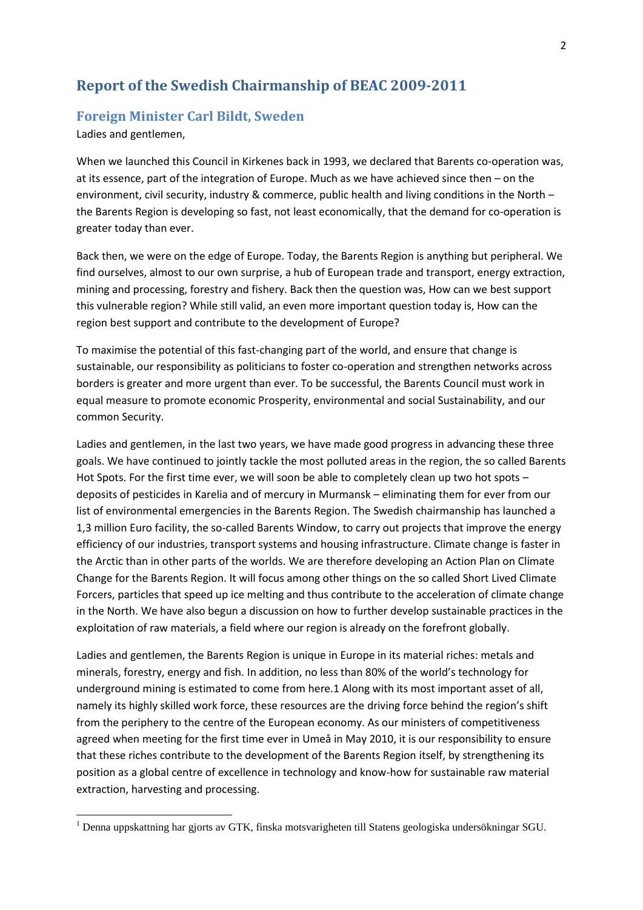# Report of the Swedish Chairmanship of BEAC 2009-2011

## Foreign Minister Carl Bildt, Sweden

Ladies and gentlemen,

When we launched this Council in Kirkenes back in 1993, we declared that Barents co-operation was, at its essence, part of the integration of Europe. Much as we have achieved since then – on the environment, civil security, industry & commerce, public health and living conditions in the North – the Barents Region is developing so fast, not least economically, that the demand for co-operation is greater today than ever.

Back then, we were on the edge of Europe. Today, the Barents Region is anything but peripheral. We find ourselves, almost to our own surprise, a hub of European trade and transport, energy extraction, mining and processing, forestry and fishery. Back then the question was, How can we best support this vulnerable region? While still valid, an even more important question today is, How can the region best support and contribute to the development of Europe?

To maximise the potential of this fast-changing part of the world, and ensure that change is sustainable, our responsibility as politicians to foster co-operation and strengthen networks across borders is greater and more urgent than ever. To be successful, the Barents Council must work in equal measure to promote economic Prosperity, environmental and social Sustainability, and our common Security.

Ladies and gentlemen, in the last two years, we have made good progress in advancing these three goals. We have continued to jointly tackle the most polluted areas in the region, the so called Barents Hot Spots. For the first time ever, we will soon be able to completely clean up two hot spots – deposits of pesticides in Karelia and of mercury in Murmansk – eliminating them for ever from our list of environmental emergencies in the Barents Region. The Swedish chairmanship has launched a 1,3 million Euro facility, the so-called Barents Window, to carry out projects that improve the energy efficiency of our industries, transport systems and housing infrastructure. Climate change is faster in the Arctic than in other parts of the worlds. We are therefore developing an Action Plan on Climate Change for the Barents Region. It will focus among other things on the so called Short Lived Climate Forcers, particles that speed up ice melting and thus contribute to the acceleration of climate change in the North. We have also begun a discussion on how to further develop sustainable practices in the exploitation of raw materials, a field where our region is already on the forefront globally.

Ladies and gentlemen, the Barents Region is unique in Europe in its material riches: metals and minerals, forestry, energy and fish. In addition, no less than 80% of the world's technology for underground mining is estimated to come from here.[1] Along with its most important asset of all, namely its highly skilled work force, these resources are the driving force behind the region's shift from the periphery to the centre of the European economy. As our ministers of competitiveness agreed when meeting for the first time ever in Umeå in May 2010, it is our responsibility to ensure that these riches contribute to the development of the Barents Region itself, by strengthening its position as a global centre of excellence in technology and know-how for sustainable raw material extraction, harvesting and processing.

---

[1] Denna uppskattning har gjorts av GTK, finska motsvarigheten till Statens geologiska undersökningar SGU.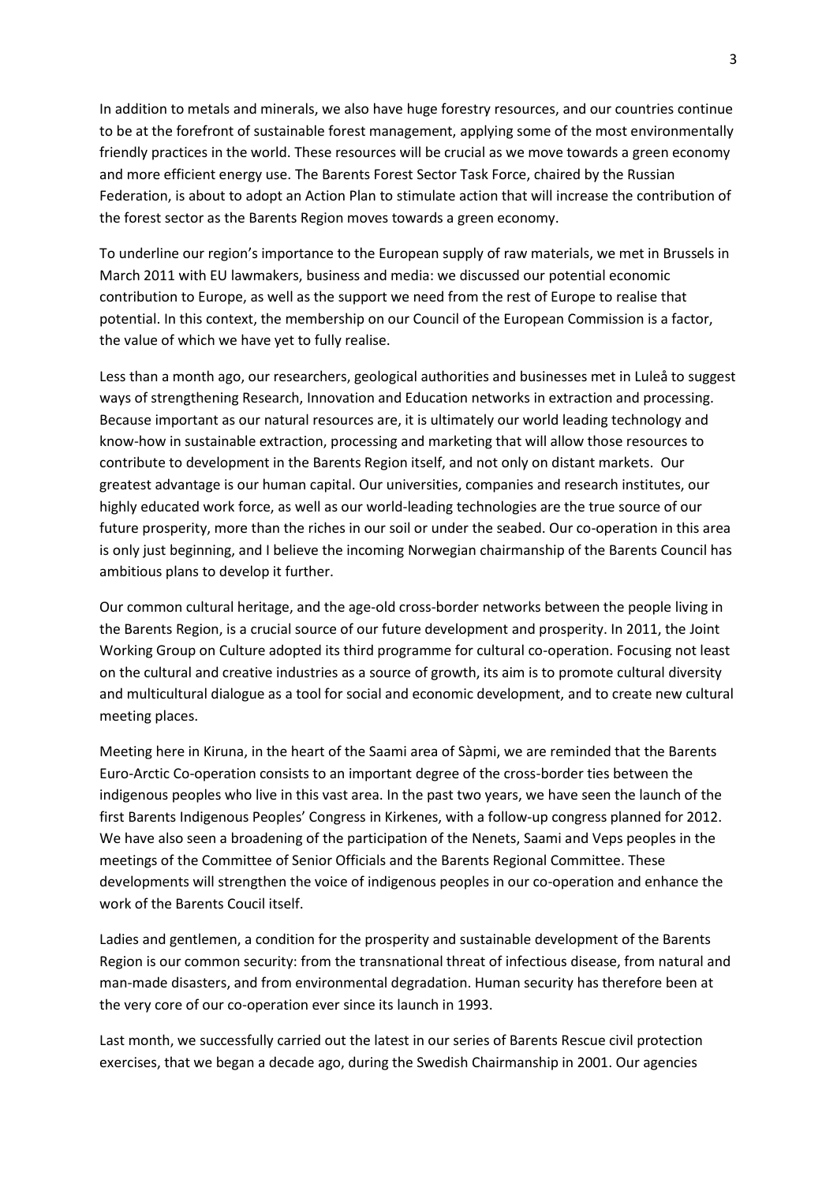In addition to metals and minerals, we also have huge forestry resources, and our countries continue to be at the forefront of sustainable forest management, applying some of the most environmentally friendly practices in the world. These resources will be crucial as we move towards a green economy and more efficient energy use. The Barents Forest Sector Task Force, chaired by the Russian Federation, is about to adopt an Action Plan to stimulate action that will increase the contribution of the forest sector as the Barents Region moves towards a green economy.

To underline our region's importance to the European supply of raw materials, we met in Brussels in March 2011 with EU lawmakers, business and media: we discussed our potential economic contribution to Europe, as well as the support we need from the rest of Europe to realise that potential. In this context, the membership on our Council of the European Commission is a factor, the value of which we have yet to fully realise.

Less than a month ago, our researchers, geological authorities and businesses met in Luleå to suggest ways of strengthening Research, Innovation and Education networks in extraction and processing. Because important as our natural resources are, it is ultimately our world leading technology and know-how in sustainable extraction, processing and marketing that will allow those resources to contribute to development in the Barents Region itself, and not only on distant markets. Our greatest advantage is our human capital. Our universities, companies and research institutes, our highly educated work force, as well as our world-leading technologies are the true source of our future prosperity, more than the riches in our soil or under the seabed. Our co-operation in this area is only just beginning, and I believe the incoming Norwegian chairmanship of the Barents Council has ambitious plans to develop it further.

Our common cultural heritage, and the age-old cross-border networks between the people living in the Barents Region, is a crucial source of our future development and prosperity. In 2011, the Joint Working Group on Culture adopted its third programme for cultural co-operation. Focusing not least on the cultural and creative industries as a source of growth, its aim is to promote cultural diversity and multicultural dialogue as a tool for social and economic development, and to create new cultural meeting places.

Meeting here in Kiruna, in the heart of the Saami area of Sàpmi, we are reminded that the Barents Euro-Arctic Co-operation consists to an important degree of the cross-border ties between the indigenous peoples who live in this vast area. In the past two years, we have seen the launch of the first Barents Indigenous Peoples' Congress in Kirkenes, with a follow-up congress planned for 2012. We have also seen a broadening of the participation of the Nenets, Saami and Veps peoples in the meetings of the Committee of Senior Officials and the Barents Regional Committee. These developments will strengthen the voice of indigenous peoples in our co-operation and enhance the work of the Barents Coucil itself.

Ladies and gentlemen, a condition for the prosperity and sustainable development of the Barents Region is our common security: from the transnational threat of infectious disease, from natural and man-made disasters, and from environmental degradation. Human security has therefore been at the very core of our co-operation ever since its launch in 1993.

Last month, we successfully carried out the latest in our series of Barents Rescue civil protection exercises, that we began a decade ago, during the Swedish Chairmanship in 2001. Our agencies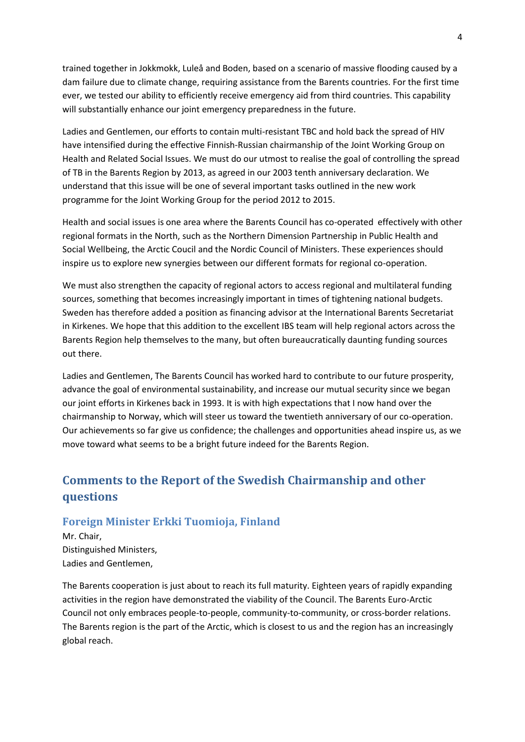trained together in Jokkmokk, Luleå and Boden, based on a scenario of massive flooding caused by a dam failure due to climate change, requiring assistance from the Barents countries. For the first time ever, we tested our ability to efficiently receive emergency aid from third countries. This capability will substantially enhance our joint emergency preparedness in the future.

Ladies and Gentlemen, our efforts to contain multi-resistant TBC and hold back the spread of HIV have intensified during the effective Finnish-Russian chairmanship of the Joint Working Group on Health and Related Social Issues. We must do our utmost to realise the goal of controlling the spread of TB in the Barents Region by 2013, as agreed in our 2003 tenth anniversary declaration. We understand that this issue will be one of several important tasks outlined in the new work programme for the Joint Working Group for the period 2012 to 2015.

Health and social issues is one area where the Barents Council has co-operated effectively with other regional formats in the North, such as the Northern Dimension Partnership in Public Health and Social Wellbeing, the Arctic Coucil and the Nordic Council of Ministers. These experiences should inspire us to explore new synergies between our different formats for regional co-operation.

We must also strengthen the capacity of regional actors to access regional and multilateral funding sources, something that becomes increasingly important in times of tightening national budgets. Sweden has therefore added a position as financing advisor at the International Barents Secretariat in Kirkenes. We hope that this addition to the excellent IBS team will help regional actors across the Barents Region help themselves to the many, but often bureaucratically daunting funding sources out there.

Ladies and Gentlemen, The Barents Council has worked hard to contribute to our future prosperity, advance the goal of environmental sustainability, and increase our mutual security since we began our joint efforts in Kirkenes back in 1993. It is with high expectations that I now hand over the chairmanship to Norway, which will steer us toward the twentieth anniversary of our co-operation. Our achievements so far give us confidence; the challenges and opportunities ahead inspire us, as we move toward what seems to be a bright future indeed for the Barents Region.

## Comments to the Report of the Swedish Chairmanship and other questions

### Foreign Minister Erkki Tuomioja, Finland

Mr. Chair,
Distinguished Ministers,
Ladies and Gentlemen,

The Barents cooperation is just about to reach its full maturity. Eighteen years of rapidly expanding activities in the region have demonstrated the viability of the Council. The Barents Euro-Arctic Council not only embraces people-to-people, community-to-community, or cross-border relations. The Barents region is the part of the Arctic, which is closest to us and the region has an increasingly global reach.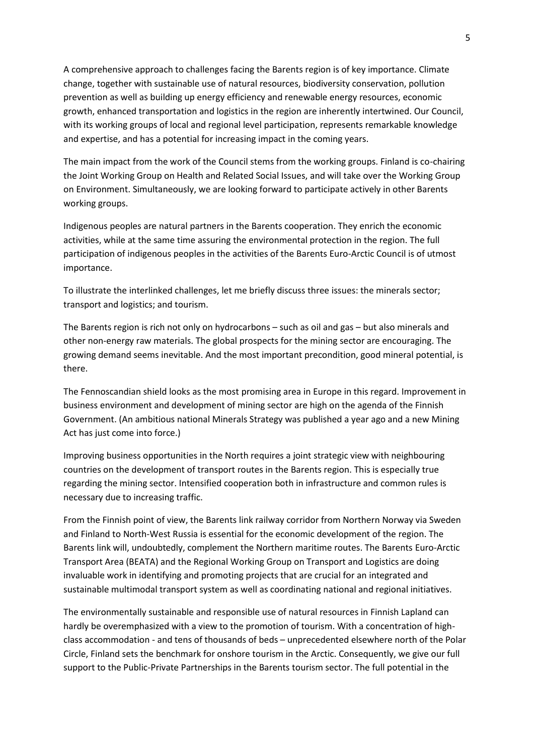A comprehensive approach to challenges facing the Barents region is of key importance. Climate change, together with sustainable use of natural resources, biodiversity conservation, pollution prevention as well as building up energy efficiency and renewable energy resources, economic growth, enhanced transportation and logistics in the region are inherently intertwined. Our Council, with its working groups of local and regional level participation, represents remarkable knowledge and expertise, and has a potential for increasing impact in the coming years.

The main impact from the work of the Council stems from the working groups. Finland is co-chairing the Joint Working Group on Health and Related Social Issues, and will take over the Working Group on Environment. Simultaneously, we are looking forward to participate actively in other Barents working groups.

Indigenous peoples are natural partners in the Barents cooperation. They enrich the economic activities, while at the same time assuring the environmental protection in the region. The full participation of indigenous peoples in the activities of the Barents Euro-Arctic Council is of utmost importance.

To illustrate the interlinked challenges, let me briefly discuss three issues: the minerals sector; transport and logistics; and tourism.

The Barents region is rich not only on hydrocarbons – such as oil and gas – but also minerals and other non-energy raw materials. The global prospects for the mining sector are encouraging. The growing demand seems inevitable. And the most important precondition, good mineral potential, is there.

The Fennoscandian shield looks as the most promising area in Europe in this regard. Improvement in business environment and development of mining sector are high on the agenda of the Finnish Government. (An ambitious national Minerals Strategy was published a year ago and a new Mining Act has just come into force.)

Improving business opportunities in the North requires a joint strategic view with neighbouring countries on the development of transport routes in the Barents region. This is especially true regarding the mining sector. Intensified cooperation both in infrastructure and common rules is necessary due to increasing traffic.

From the Finnish point of view, the Barents link railway corridor from Northern Norway via Sweden and Finland to North-West Russia is essential for the economic development of the region. The Barents link will, undoubtedly, complement the Northern maritime routes. The Barents Euro-Arctic Transport Area (BEATA) and the Regional Working Group on Transport and Logistics are doing invaluable work in identifying and promoting projects that are crucial for an integrated and sustainable multimodal transport system as well as coordinating national and regional initiatives.

The environmentally sustainable and responsible use of natural resources in Finnish Lapland can hardly be overemphasized with a view to the promotion of tourism. With a concentration of high-class accommodation - and tens of thousands of beds – unprecedented elsewhere north of the Polar Circle, Finland sets the benchmark for onshore tourism in the Arctic. Consequently, we give our full support to the Public-Private Partnerships in the Barents tourism sector. The full potential in the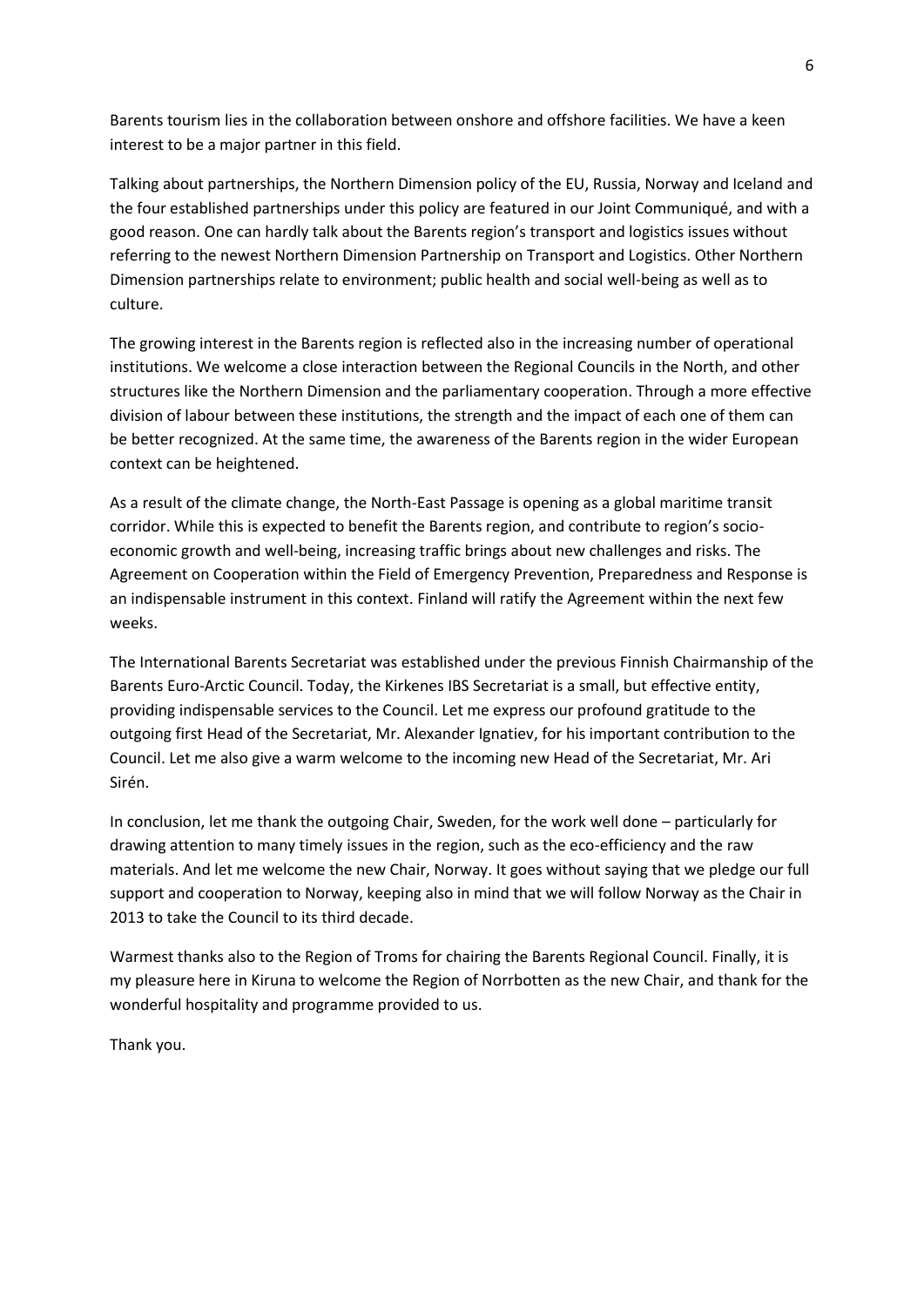Barents tourism lies in the collaboration between onshore and offshore facilities. We have a keen interest to be a major partner in this field.

Talking about partnerships, the Northern Dimension policy of the EU, Russia, Norway and Iceland and the four established partnerships under this policy are featured in our Joint Communiqué, and with a good reason. One can hardly talk about the Barents region's transport and logistics issues without referring to the newest Northern Dimension Partnership on Transport and Logistics. Other Northern Dimension partnerships relate to environment; public health and social well-being as well as to culture.

The growing interest in the Barents region is reflected also in the increasing number of operational institutions. We welcome a close interaction between the Regional Councils in the North, and other structures like the Northern Dimension and the parliamentary cooperation. Through a more effective division of labour between these institutions, the strength and the impact of each one of them can be better recognized. At the same time, the awareness of the Barents region in the wider European context can be heightened.

As a result of the climate change, the North-East Passage is opening as a global maritime transit corridor. While this is expected to benefit the Barents region, and contribute to region's socio-economic growth and well-being, increasing traffic brings about new challenges and risks. The Agreement on Cooperation within the Field of Emergency Prevention, Preparedness and Response is an indispensable instrument in this context. Finland will ratify the Agreement within the next few weeks.

The International Barents Secretariat was established under the previous Finnish Chairmanship of the Barents Euro-Arctic Council. Today, the Kirkenes IBS Secretariat is a small, but effective entity, providing indispensable services to the Council. Let me express our profound gratitude to the outgoing first Head of the Secretariat, Mr. Alexander Ignatiev, for his important contribution to the Council. Let me also give a warm welcome to the incoming new Head of the Secretariat, Mr. Ari Sirén.

In conclusion, let me thank the outgoing Chair, Sweden, for the work well done – particularly for drawing attention to many timely issues in the region, such as the eco-efficiency and the raw materials. And let me welcome the new Chair, Norway. It goes without saying that we pledge our full support and cooperation to Norway, keeping also in mind that we will follow Norway as the Chair in 2013 to take the Council to its third decade.

Warmest thanks also to the Region of Troms for chairing the Barents Regional Council. Finally, it is my pleasure here in Kiruna to welcome the Region of Norrbotten as the new Chair, and thank for the wonderful hospitality and programme provided to us.

Thank you.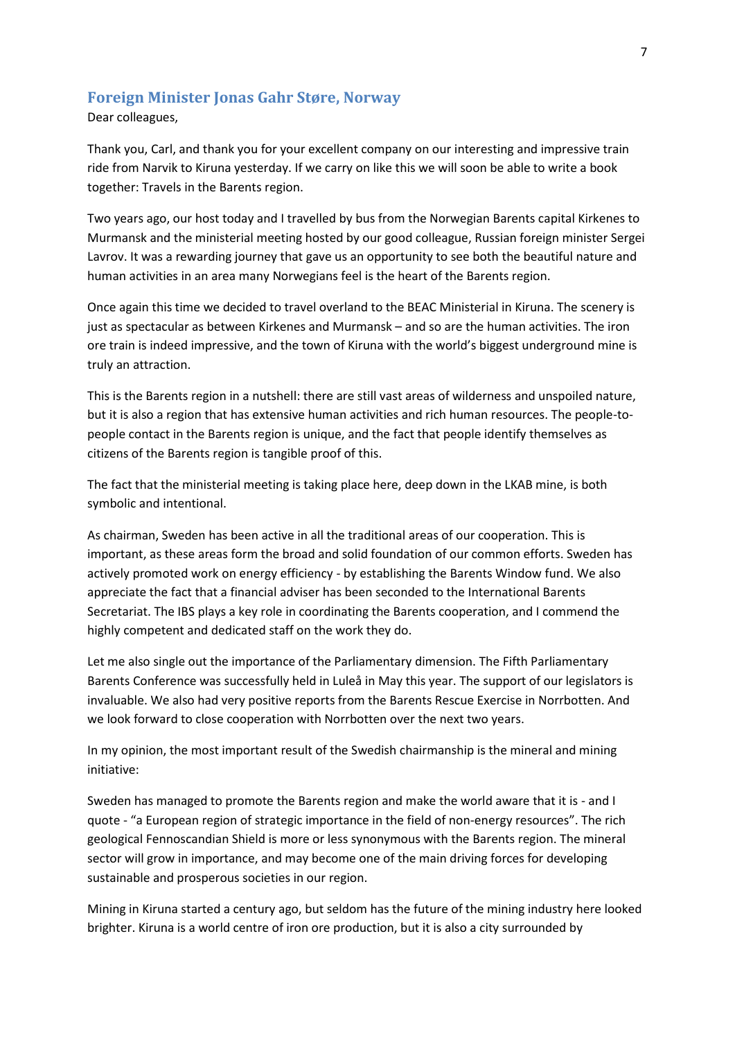## Foreign Minister Jonas Gahr Støre, Norway

Dear colleagues,

Thank you, Carl, and thank you for your excellent company on our interesting and impressive train ride from Narvik to Kiruna yesterday. If we carry on like this we will soon be able to write a book together: Travels in the Barents region.

Two years ago, our host today and I travelled by bus from the Norwegian Barents capital Kirkenes to Murmansk and the ministerial meeting hosted by our good colleague, Russian foreign minister Sergei Lavrov. It was a rewarding journey that gave us an opportunity to see both the beautiful nature and human activities in an area many Norwegians feel is the heart of the Barents region.

Once again this time we decided to travel overland to the BEAC Ministerial in Kiruna. The scenery is just as spectacular as between Kirkenes and Murmansk – and so are the human activities. The iron ore train is indeed impressive, and the town of Kiruna with the world's biggest underground mine is truly an attraction.

This is the Barents region in a nutshell: there are still vast areas of wilderness and unspoiled nature, but it is also a region that has extensive human activities and rich human resources. The people-to-people contact in the Barents region is unique, and the fact that people identify themselves as citizens of the Barents region is tangible proof of this.

The fact that the ministerial meeting is taking place here, deep down in the LKAB mine, is both symbolic and intentional.

As chairman, Sweden has been active in all the traditional areas of our cooperation. This is important, as these areas form the broad and solid foundation of our common efforts. Sweden has actively promoted work on energy efficiency - by establishing the Barents Window fund. We also appreciate the fact that a financial adviser has been seconded to the International Barents Secretariat. The IBS plays a key role in coordinating the Barents cooperation, and I commend the highly competent and dedicated staff on the work they do.

Let me also single out the importance of the Parliamentary dimension. The Fifth Parliamentary Barents Conference was successfully held in Luleå in May this year. The support of our legislators is invaluable. We also had very positive reports from the Barents Rescue Exercise in Norrbotten. And we look forward to close cooperation with Norrbotten over the next two years.

In my opinion, the most important result of the Swedish chairmanship is the mineral and mining initiative:

Sweden has managed to promote the Barents region and make the world aware that it is - and I quote - "a European region of strategic importance in the field of non-energy resources". The rich geological Fennoscandian Shield is more or less synonymous with the Barents region. The mineral sector will grow in importance, and may become one of the main driving forces for developing sustainable and prosperous societies in our region.

Mining in Kiruna started a century ago, but seldom has the future of the mining industry here looked brighter. Kiruna is a world centre of iron ore production, but it is also a city surrounded by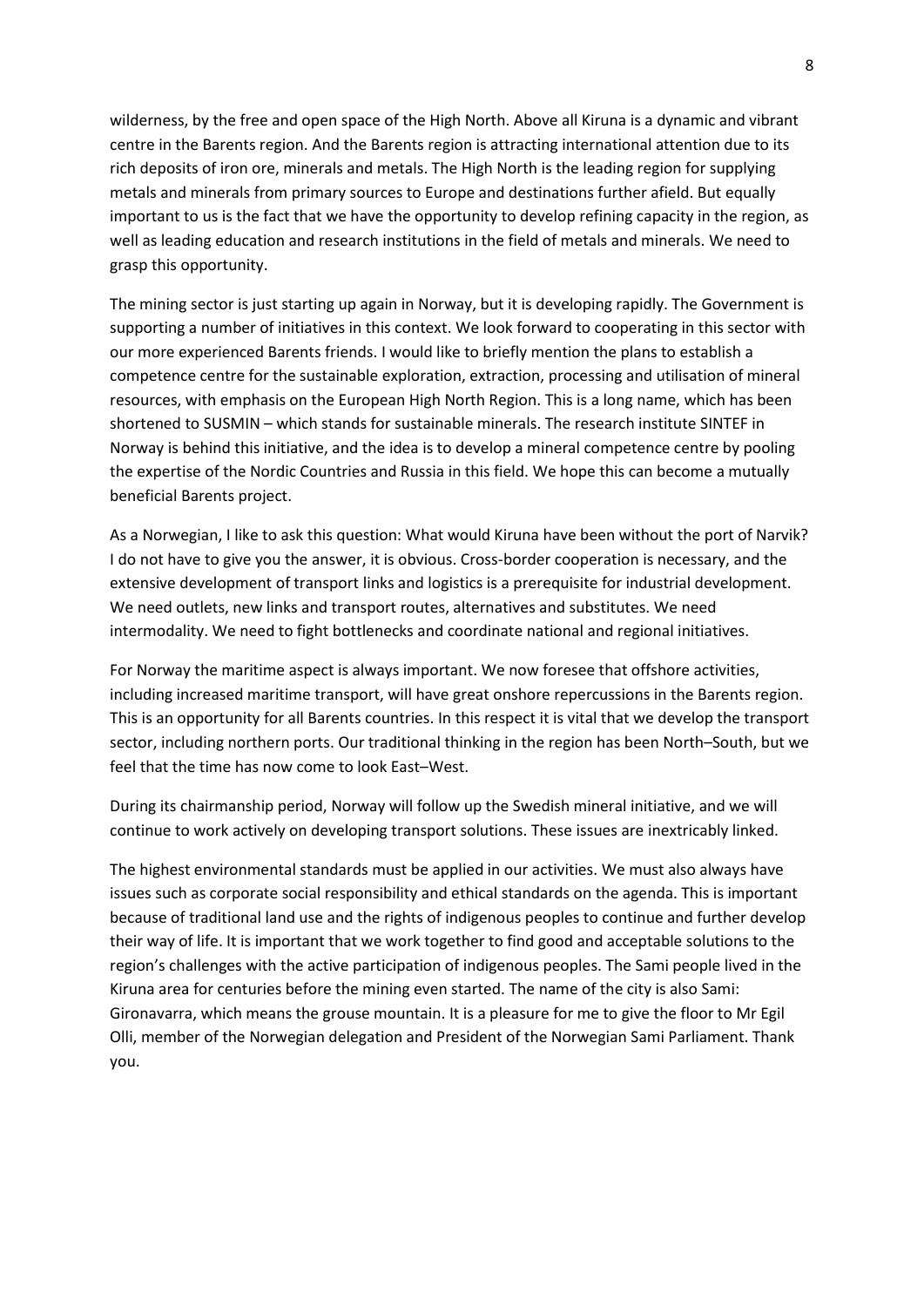wilderness, by the free and open space of the High North. Above all Kiruna is a dynamic and vibrant centre in the Barents region. And the Barents region is attracting international attention due to its rich deposits of iron ore, minerals and metals. The High North is the leading region for supplying metals and minerals from primary sources to Europe and destinations further afield. But equally important to us is the fact that we have the opportunity to develop refining capacity in the region, as well as leading education and research institutions in the field of metals and minerals. We need to grasp this opportunity.

The mining sector is just starting up again in Norway, but it is developing rapidly. The Government is supporting a number of initiatives in this context. We look forward to cooperating in this sector with our more experienced Barents friends. I would like to briefly mention the plans to establish a competence centre for the sustainable exploration, extraction, processing and utilisation of mineral resources, with emphasis on the European High North Region. This is a long name, which has been shortened to SUSMIN – which stands for sustainable minerals. The research institute SINTEF in Norway is behind this initiative, and the idea is to develop a mineral competence centre by pooling the expertise of the Nordic Countries and Russia in this field. We hope this can become a mutually beneficial Barents project.

As a Norwegian, I like to ask this question: What would Kiruna have been without the port of Narvik? I do not have to give you the answer, it is obvious. Cross-border cooperation is necessary, and the extensive development of transport links and logistics is a prerequisite for industrial development. We need outlets, new links and transport routes, alternatives and substitutes. We need intermodality. We need to fight bottlenecks and coordinate national and regional initiatives.

For Norway the maritime aspect is always important. We now foresee that offshore activities, including increased maritime transport, will have great onshore repercussions in the Barents region. This is an opportunity for all Barents countries. In this respect it is vital that we develop the transport sector, including northern ports. Our traditional thinking in the region has been North–South, but we feel that the time has now come to look East–West.

During its chairmanship period, Norway will follow up the Swedish mineral initiative, and we will continue to work actively on developing transport solutions. These issues are inextricably linked.

The highest environmental standards must be applied in our activities. We must also always have issues such as corporate social responsibility and ethical standards on the agenda. This is important because of traditional land use and the rights of indigenous peoples to continue and further develop their way of life. It is important that we work together to find good and acceptable solutions to the region's challenges with the active participation of indigenous peoples. The Sami people lived in the Kiruna area for centuries before the mining even started. The name of the city is also Sami: Gironavarra, which means the grouse mountain. It is a pleasure for me to give the floor to Mr Egil Olli, member of the Norwegian delegation and President of the Norwegian Sami Parliament. Thank you.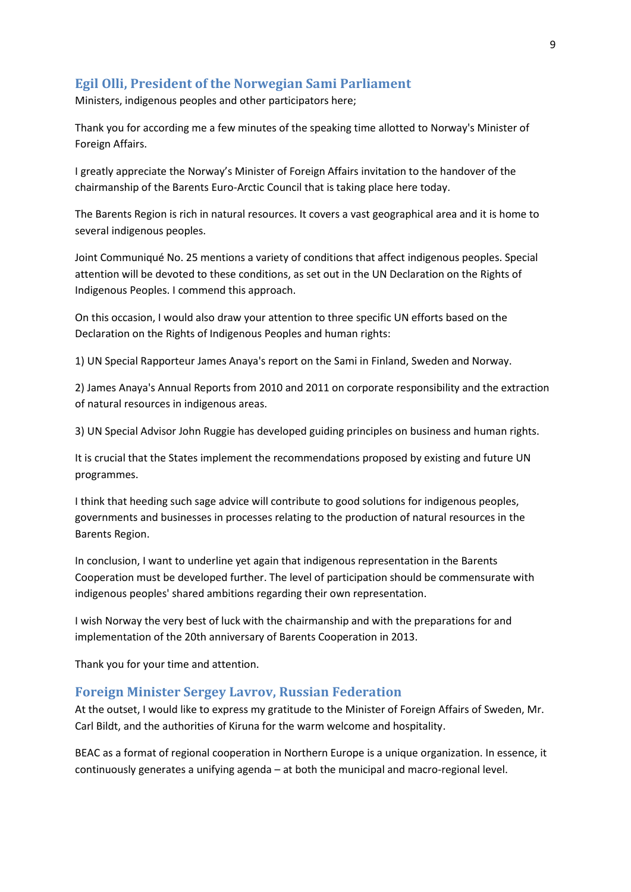## Egil Olli, President of the Norwegian Sami Parliament

Ministers, indigenous peoples and other participators here;

Thank you for according me a few minutes of the speaking time allotted to Norway's Minister of Foreign Affairs.

I greatly appreciate the Norway's Minister of Foreign Affairs invitation to the handover of the chairmanship of the Barents Euro-Arctic Council that is taking place here today.

The Barents Region is rich in natural resources. It covers a vast geographical area and it is home to several indigenous peoples.

Joint Communiqué No. 25 mentions a variety of conditions that affect indigenous peoples. Special attention will be devoted to these conditions, as set out in the UN Declaration on the Rights of Indigenous Peoples. I commend this approach.

On this occasion, I would also draw your attention to three specific UN efforts based on the Declaration on the Rights of Indigenous Peoples and human rights:

1) UN Special Rapporteur James Anaya's report on the Sami in Finland, Sweden and Norway.

2) James Anaya's Annual Reports from 2010 and 2011 on corporate responsibility and the extraction of natural resources in indigenous areas.

3) UN Special Advisor John Ruggie has developed guiding principles on business and human rights.

It is crucial that the States implement the recommendations proposed by existing and future UN programmes.

I think that heeding such sage advice will contribute to good solutions for indigenous peoples, governments and businesses in processes relating to the production of natural resources in the Barents Region.

In conclusion, I want to underline yet again that indigenous representation in the Barents Cooperation must be developed further. The level of participation should be commensurate with indigenous peoples' shared ambitions regarding their own representation.

I wish Norway the very best of luck with the chairmanship and with the preparations for and implementation of the 20th anniversary of Barents Cooperation in 2013.

Thank you for your time and attention.

## Foreign Minister Sergey Lavrov, Russian Federation

At the outset, I would like to express my gratitude to the Minister of Foreign Affairs of Sweden, Mr. Carl Bildt, and the authorities of Kiruna for the warm welcome and hospitality.

BEAC as a format of regional cooperation in Northern Europe is a unique organization. In essence, it continuously generates a unifying agenda – at both the municipal and macro-regional level.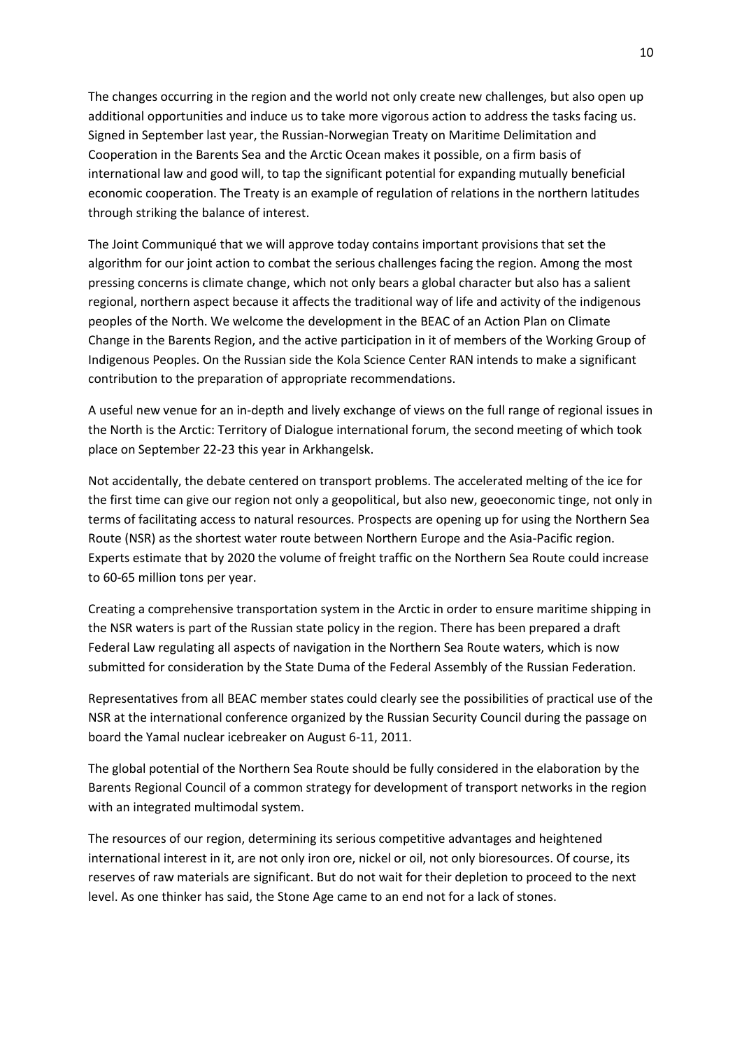The changes occurring in the region and the world not only create new challenges, but also open up additional opportunities and induce us to take more vigorous action to address the tasks facing us. Signed in September last year, the Russian-Norwegian Treaty on Maritime Delimitation and Cooperation in the Barents Sea and the Arctic Ocean makes it possible, on a firm basis of international law and good will, to tap the significant potential for expanding mutually beneficial economic cooperation. The Treaty is an example of regulation of relations in the northern latitudes through striking the balance of interest.

The Joint Communiqué that we will approve today contains important provisions that set the algorithm for our joint action to combat the serious challenges facing the region. Among the most pressing concerns is climate change, which not only bears a global character but also has a salient regional, northern aspect because it affects the traditional way of life and activity of the indigenous peoples of the North. We welcome the development in the BEAC of an Action Plan on Climate Change in the Barents Region, and the active participation in it of members of the Working Group of Indigenous Peoples. On the Russian side the Kola Science Center RAN intends to make a significant contribution to the preparation of appropriate recommendations.

A useful new venue for an in-depth and lively exchange of views on the full range of regional issues in the North is the Arctic: Territory of Dialogue international forum, the second meeting of which took place on September 22-23 this year in Arkhangelsk.

Not accidentally, the debate centered on transport problems. The accelerated melting of the ice for the first time can give our region not only a geopolitical, but also new, geoeconomic tinge, not only in terms of facilitating access to natural resources. Prospects are opening up for using the Northern Sea Route (NSR) as the shortest water route between Northern Europe and the Asia-Pacific region. Experts estimate that by 2020 the volume of freight traffic on the Northern Sea Route could increase to 60-65 million tons per year.

Creating a comprehensive transportation system in the Arctic in order to ensure maritime shipping in the NSR waters is part of the Russian state policy in the region. There has been prepared a draft Federal Law regulating all aspects of navigation in the Northern Sea Route waters, which is now submitted for consideration by the State Duma of the Federal Assembly of the Russian Federation.

Representatives from all BEAC member states could clearly see the possibilities of practical use of the NSR at the international conference organized by the Russian Security Council during the passage on board the Yamal nuclear icebreaker on August 6-11, 2011.

The global potential of the Northern Sea Route should be fully considered in the elaboration by the Barents Regional Council of a common strategy for development of transport networks in the region with an integrated multimodal system.

The resources of our region, determining its serious competitive advantages and heightened international interest in it, are not only iron ore, nickel or oil, not only bioresources. Of course, its reserves of raw materials are significant. But do not wait for their depletion to proceed to the next level. As one thinker has said, the Stone Age came to an end not for a lack of stones.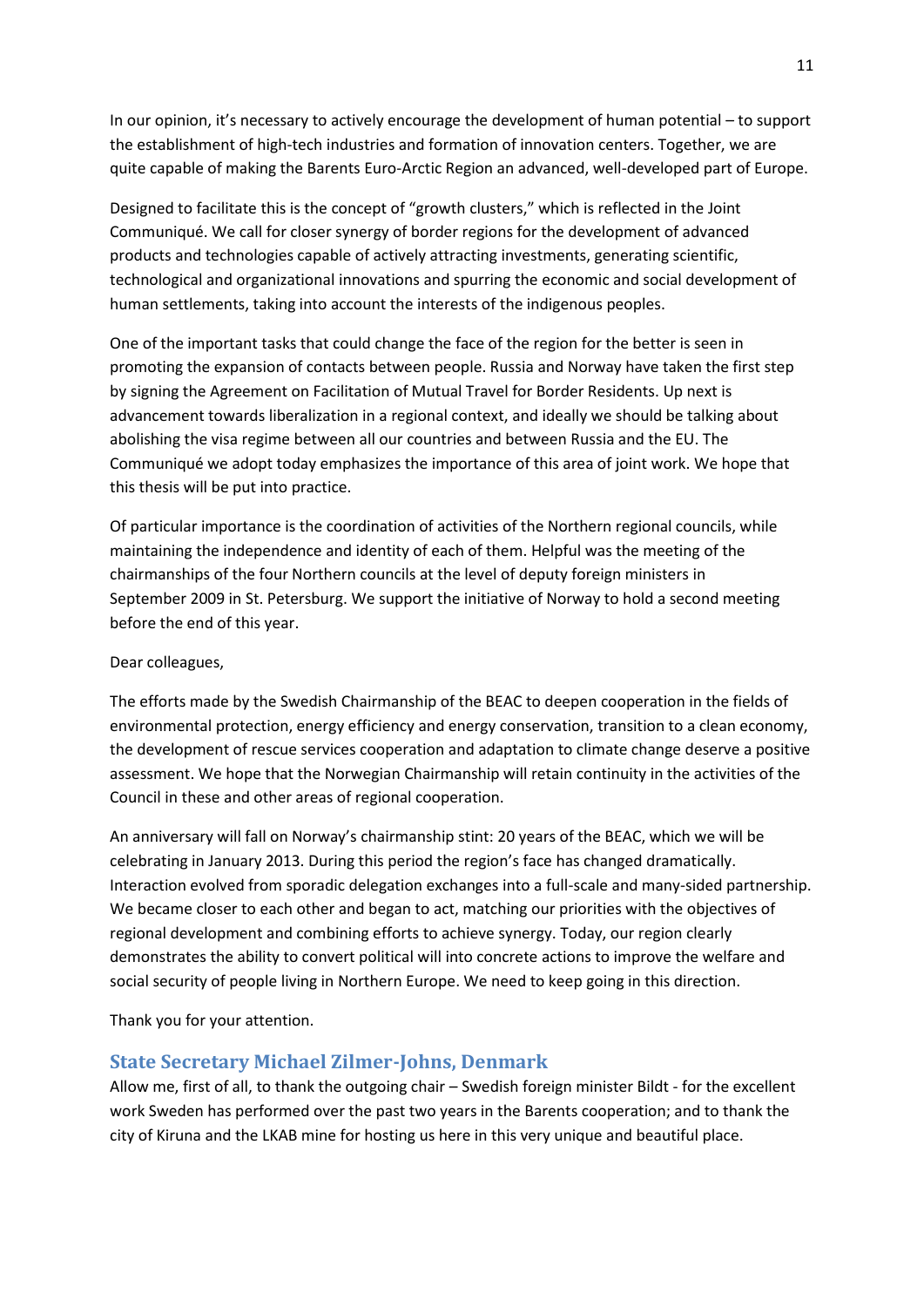In our opinion, it's necessary to actively encourage the development of human potential – to support the establishment of high-tech industries and formation of innovation centers. Together, we are quite capable of making the Barents Euro-Arctic Region an advanced, well-developed part of Europe.

Designed to facilitate this is the concept of "growth clusters," which is reflected in the Joint Communiqué. We call for closer synergy of border regions for the development of advanced products and technologies capable of actively attracting investments, generating scientific, technological and organizational innovations and spurring the economic and social development of human settlements, taking into account the interests of the indigenous peoples.

One of the important tasks that could change the face of the region for the better is seen in promoting the expansion of contacts between people. Russia and Norway have taken the first step by signing the Agreement on Facilitation of Mutual Travel for Border Residents. Up next is advancement towards liberalization in a regional context, and ideally we should be talking about abolishing the visa regime between all our countries and between Russia and the EU. The Communiqué we adopt today emphasizes the importance of this area of joint work. We hope that this thesis will be put into practice.

Of particular importance is the coordination of activities of the Northern regional councils, while maintaining the independence and identity of each of them. Helpful was the meeting of the chairmanships of the four Northern councils at the level of deputy foreign ministers in September 2009 in St. Petersburg. We support the initiative of Norway to hold a second meeting before the end of this year.

Dear colleagues,

The efforts made by the Swedish Chairmanship of the BEAC to deepen cooperation in the fields of environmental protection, energy efficiency and energy conservation, transition to a clean economy, the development of rescue services cooperation and adaptation to climate change deserve a positive assessment. We hope that the Norwegian Chairmanship will retain continuity in the activities of the Council in these and other areas of regional cooperation.

An anniversary will fall on Norway's chairmanship stint: 20 years of the BEAC, which we will be celebrating in January 2013. During this period the region's face has changed dramatically. Interaction evolved from sporadic delegation exchanges into a full-scale and many-sided partnership. We became closer to each other and began to act, matching our priorities with the objectives of regional development and combining efforts to achieve synergy. Today, our region clearly demonstrates the ability to convert political will into concrete actions to improve the welfare and social security of people living in Northern Europe. We need to keep going in this direction.

Thank you for your attention.

## State Secretary Michael Zilmer-Johns, Denmark

Allow me, first of all, to thank the outgoing chair – Swedish foreign minister Bildt - for the excellent work Sweden has performed over the past two years in the Barents cooperation; and to thank the city of Kiruna and the LKAB mine for hosting us here in this very unique and beautiful place.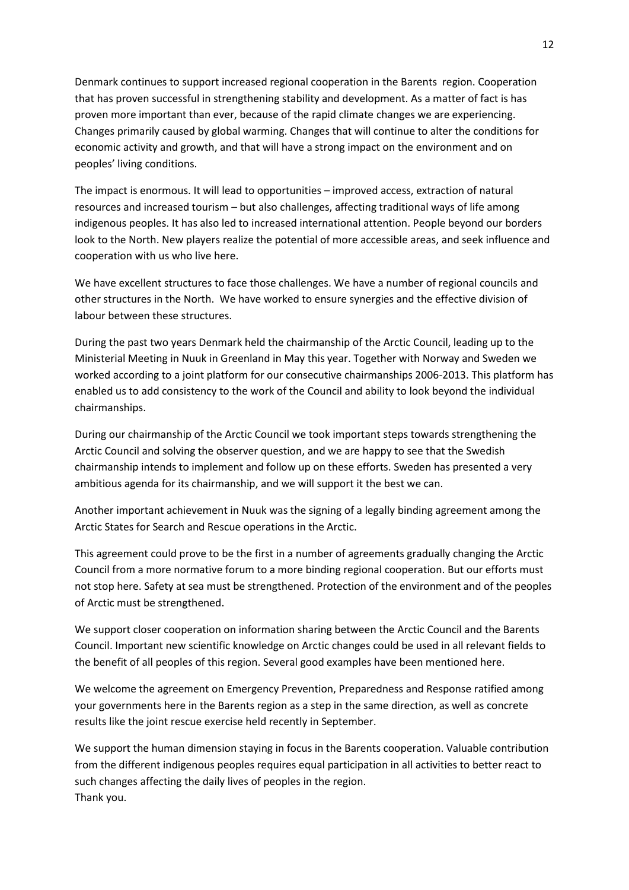Denmark continues to support increased regional cooperation in the Barents region. Cooperation that has proven successful in strengthening stability and development. As a matter of fact is has proven more important than ever, because of the rapid climate changes we are experiencing. Changes primarily caused by global warming. Changes that will continue to alter the conditions for economic activity and growth, and that will have a strong impact on the environment and on peoples' living conditions.

The impact is enormous. It will lead to opportunities – improved access, extraction of natural resources and increased tourism – but also challenges, affecting traditional ways of life among indigenous peoples. It has also led to increased international attention. People beyond our borders look to the North. New players realize the potential of more accessible areas, and seek influence and cooperation with us who live here.

We have excellent structures to face those challenges. We have a number of regional councils and other structures in the North. We have worked to ensure synergies and the effective division of labour between these structures.

During the past two years Denmark held the chairmanship of the Arctic Council, leading up to the Ministerial Meeting in Nuuk in Greenland in May this year. Together with Norway and Sweden we worked according to a joint platform for our consecutive chairmanships 2006-2013. This platform has enabled us to add consistency to the work of the Council and ability to look beyond the individual chairmanships.

During our chairmanship of the Arctic Council we took important steps towards strengthening the Arctic Council and solving the observer question, and we are happy to see that the Swedish chairmanship intends to implement and follow up on these efforts. Sweden has presented a very ambitious agenda for its chairmanship, and we will support it the best we can.

Another important achievement in Nuuk was the signing of a legally binding agreement among the Arctic States for Search and Rescue operations in the Arctic.

This agreement could prove to be the first in a number of agreements gradually changing the Arctic Council from a more normative forum to a more binding regional cooperation. But our efforts must not stop here. Safety at sea must be strengthened. Protection of the environment and of the peoples of Arctic must be strengthened.

We support closer cooperation on information sharing between the Arctic Council and the Barents Council. Important new scientific knowledge on Arctic changes could be used in all relevant fields to the benefit of all peoples of this region. Several good examples have been mentioned here.

We welcome the agreement on Emergency Prevention, Preparedness and Response ratified among your governments here in the Barents region as a step in the same direction, as well as concrete results like the joint rescue exercise held recently in September.

We support the human dimension staying in focus in the Barents cooperation. Valuable contribution from the different indigenous peoples requires equal participation in all activities to better react to such changes affecting the daily lives of peoples in the region.
Thank you.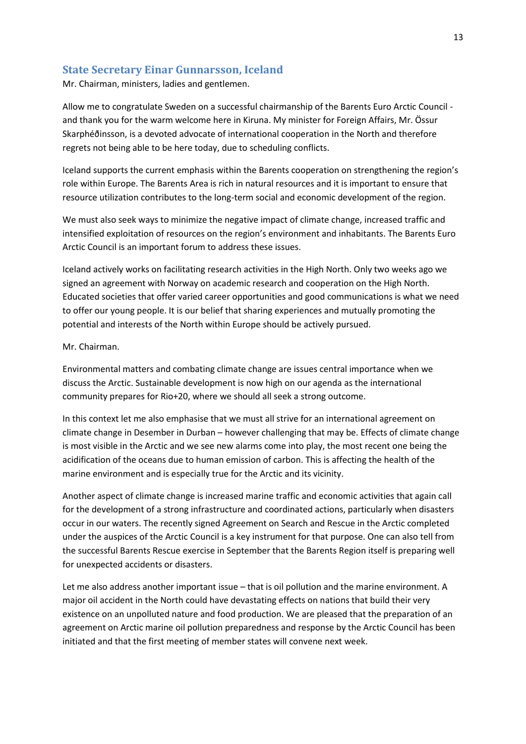## State Secretary Einar Gunnarsson, Iceland

Mr. Chairman, ministers, ladies and gentlemen.

Allow me to congratulate Sweden on a successful chairmanship of the Barents Euro Arctic Council - and thank you for the warm welcome here in Kiruna. My minister for Foreign Affairs, Mr. Össur Skarphéðinsson, is a devoted advocate of international cooperation in the North and therefore regrets not being able to be here today, due to scheduling conflicts.

Iceland supports the current emphasis within the Barents cooperation on strengthening the region's role within Europe. The Barents Area is rich in natural resources and it is important to ensure that resource utilization contributes to the long-term social and economic development of the region.

We must also seek ways to minimize the negative impact of climate change, increased traffic and intensified exploitation of resources on the region's environment and inhabitants. The Barents Euro Arctic Council is an important forum to address these issues.

Iceland actively works on facilitating research activities in the High North. Only two weeks ago we signed an agreement with Norway on academic research and cooperation on the High North. Educated societies that offer varied career opportunities and good communications is what we need to offer our young people. It is our belief that sharing experiences and mutually promoting the potential and interests of the North within Europe should be actively pursued.

Mr. Chairman.

Environmental matters and combating climate change are issues central importance when we discuss the Arctic. Sustainable development is now high on our agenda as the international community prepares for Rio+20, where we should all seek a strong outcome.

In this context let me also emphasise that we must all strive for an international agreement on climate change in Desember in Durban – however challenging that may be. Effects of climate change is most visible in the Arctic and we see new alarms come into play, the most recent one being the acidification of the oceans due to human emission of carbon. This is affecting the health of the marine environment and is especially true for the Arctic and its vicinity.

Another aspect of climate change is increased marine traffic and economic activities that again call for the development of a strong infrastructure and coordinated actions, particularly when disasters occur in our waters. The recently signed Agreement on Search and Rescue in the Arctic completed under the auspices of the Arctic Council is a key instrument for that purpose. One can also tell from the successful Barents Rescue exercise in September that the Barents Region itself is preparing well for unexpected accidents or disasters.

Let me also address another important issue – that is oil pollution and the marine environment. A major oil accident in the North could have devastating effects on nations that build their very existence on an unpolluted nature and food production. We are pleased that the preparation of an agreement on Arctic marine oil pollution preparedness and response by the Arctic Council has been initiated and that the first meeting of member states will convene next week.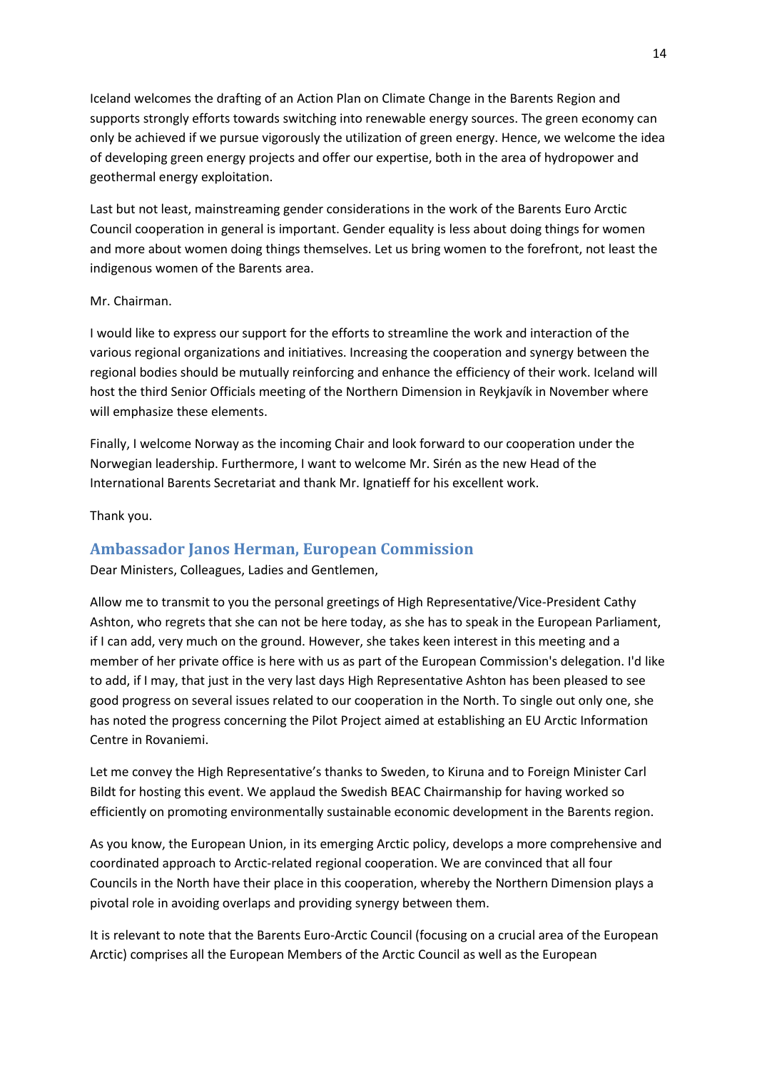Iceland welcomes the drafting of an Action Plan on Climate Change in the Barents Region and supports strongly efforts towards switching into renewable energy sources. The green economy can only be achieved if we pursue vigorously the utilization of green energy. Hence, we welcome the idea of developing green energy projects and offer our expertise, both in the area of hydropower and geothermal energy exploitation.

Last but not least, mainstreaming gender considerations in the work of the Barents Euro Arctic Council cooperation in general is important. Gender equality is less about doing things for women and more about women doing things themselves. Let us bring women to the forefront, not least the indigenous women of the Barents area.

Mr. Chairman.

I would like to express our support for the efforts to streamline the work and interaction of the various regional organizations and initiatives. Increasing the cooperation and synergy between the regional bodies should be mutually reinforcing and enhance the efficiency of their work. Iceland will host the third Senior Officials meeting of the Northern Dimension in Reykjavík in November where will emphasize these elements.

Finally, I welcome Norway as the incoming Chair and look forward to our cooperation under the Norwegian leadership. Furthermore, I want to welcome Mr. Sirén as the new Head of the International Barents Secretariat and thank Mr. Ignatieff for his excellent work.

Thank you.

## Ambassador Janos Herman, European Commission

Dear Ministers, Colleagues, Ladies and Gentlemen,

Allow me to transmit to you the personal greetings of High Representative/Vice-President Cathy Ashton, who regrets that she can not be here today, as she has to speak in the European Parliament, if I can add, very much on the ground. However, she takes keen interest in this meeting and a member of her private office is here with us as part of the European Commission's delegation. I'd like to add, if I may, that just in the very last days High Representative Ashton has been pleased to see good progress on several issues related to our cooperation in the North. To single out only one, she has noted the progress concerning the Pilot Project aimed at establishing an EU Arctic Information Centre in Rovaniemi.

Let me convey the High Representative's thanks to Sweden, to Kiruna and to Foreign Minister Carl Bildt for hosting this event. We applaud the Swedish BEAC Chairmanship for having worked so efficiently on promoting environmentally sustainable economic development in the Barents region.

As you know, the European Union, in its emerging Arctic policy, develops a more comprehensive and coordinated approach to Arctic-related regional cooperation. We are convinced that all four Councils in the North have their place in this cooperation, whereby the Northern Dimension plays a pivotal role in avoiding overlaps and providing synergy between them.

It is relevant to note that the Barents Euro-Arctic Council (focusing on a crucial area of the European Arctic) comprises all the European Members of the Arctic Council as well as the European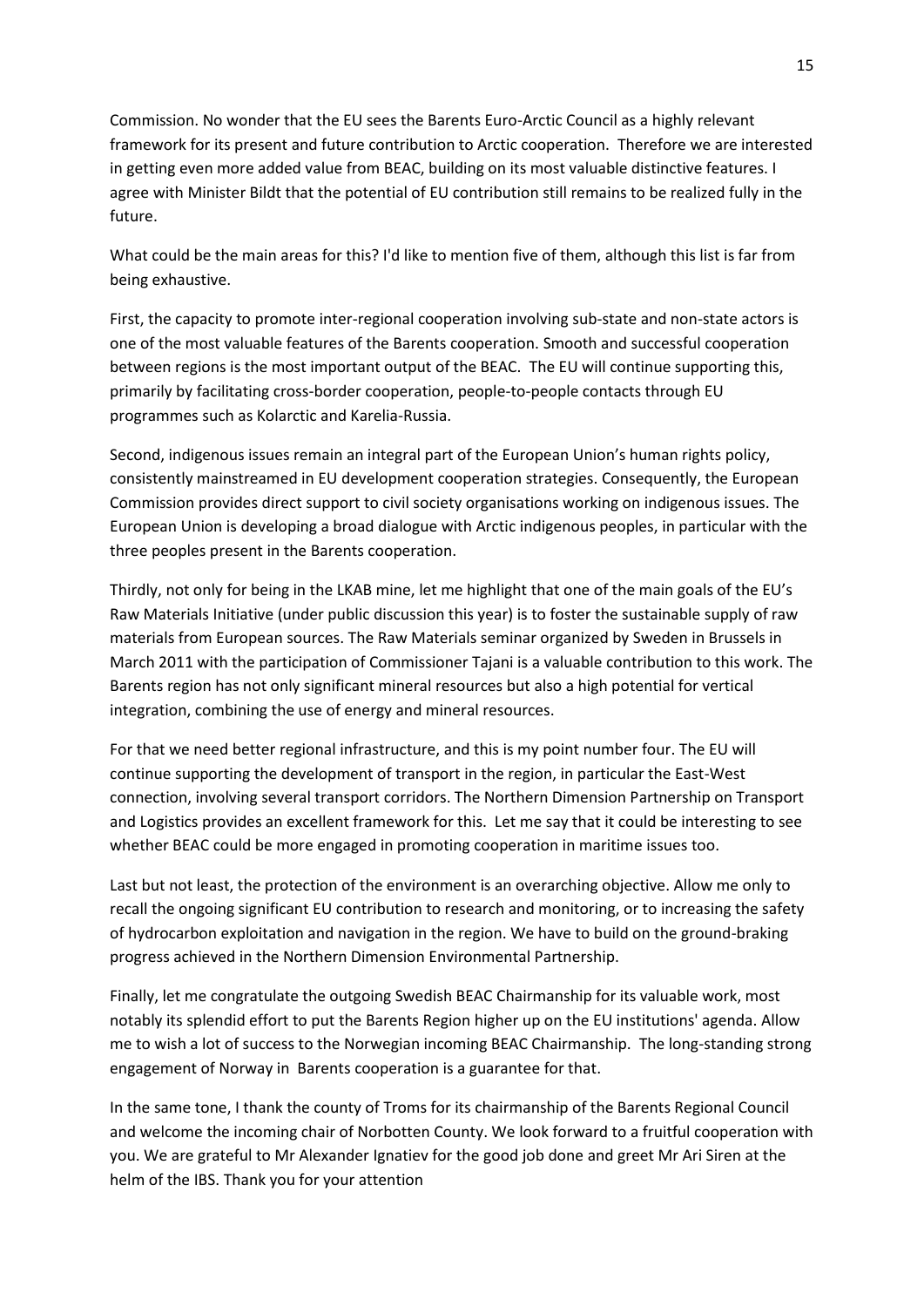Commission. No wonder that the EU sees the Barents Euro-Arctic Council as a highly relevant framework for its present and future contribution to Arctic cooperation. Therefore we are interested in getting even more added value from BEAC, building on its most valuable distinctive features. I agree with Minister Bildt that the potential of EU contribution still remains to be realized fully in the future.

What could be the main areas for this? I'd like to mention five of them, although this list is far from being exhaustive.

First, the capacity to promote inter-regional cooperation involving sub-state and non-state actors is one of the most valuable features of the Barents cooperation. Smooth and successful cooperation between regions is the most important output of the BEAC. The EU will continue supporting this, primarily by facilitating cross-border cooperation, people-to-people contacts through EU programmes such as Kolarctic and Karelia-Russia.

Second, indigenous issues remain an integral part of the European Union's human rights policy, consistently mainstreamed in EU development cooperation strategies. Consequently, the European Commission provides direct support to civil society organisations working on indigenous issues. The European Union is developing a broad dialogue with Arctic indigenous peoples, in particular with the three peoples present in the Barents cooperation.

Thirdly, not only for being in the LKAB mine, let me highlight that one of the main goals of the EU's Raw Materials Initiative (under public discussion this year) is to foster the sustainable supply of raw materials from European sources. The Raw Materials seminar organized by Sweden in Brussels in March 2011 with the participation of Commissioner Tajani is a valuable contribution to this work. The Barents region has not only significant mineral resources but also a high potential for vertical integration, combining the use of energy and mineral resources.

For that we need better regional infrastructure, and this is my point number four. The EU will continue supporting the development of transport in the region, in particular the East-West connection, involving several transport corridors. The Northern Dimension Partnership on Transport and Logistics provides an excellent framework for this. Let me say that it could be interesting to see whether BEAC could be more engaged in promoting cooperation in maritime issues too.

Last but not least, the protection of the environment is an overarching objective. Allow me only to recall the ongoing significant EU contribution to research and monitoring, or to increasing the safety of hydrocarbon exploitation and navigation in the region. We have to build on the ground-braking progress achieved in the Northern Dimension Environmental Partnership.

Finally, let me congratulate the outgoing Swedish BEAC Chairmanship for its valuable work, most notably its splendid effort to put the Barents Region higher up on the EU institutions' agenda. Allow me to wish a lot of success to the Norwegian incoming BEAC Chairmanship. The long-standing strong engagement of Norway in Barents cooperation is a guarantee for that.

In the same tone, I thank the county of Troms for its chairmanship of the Barents Regional Council and welcome the incoming chair of Norbotten County. We look forward to a fruitful cooperation with you. We are grateful to Mr Alexander Ignatiev for the good job done and greet Mr Ari Siren at the helm of the IBS. Thank you for your attention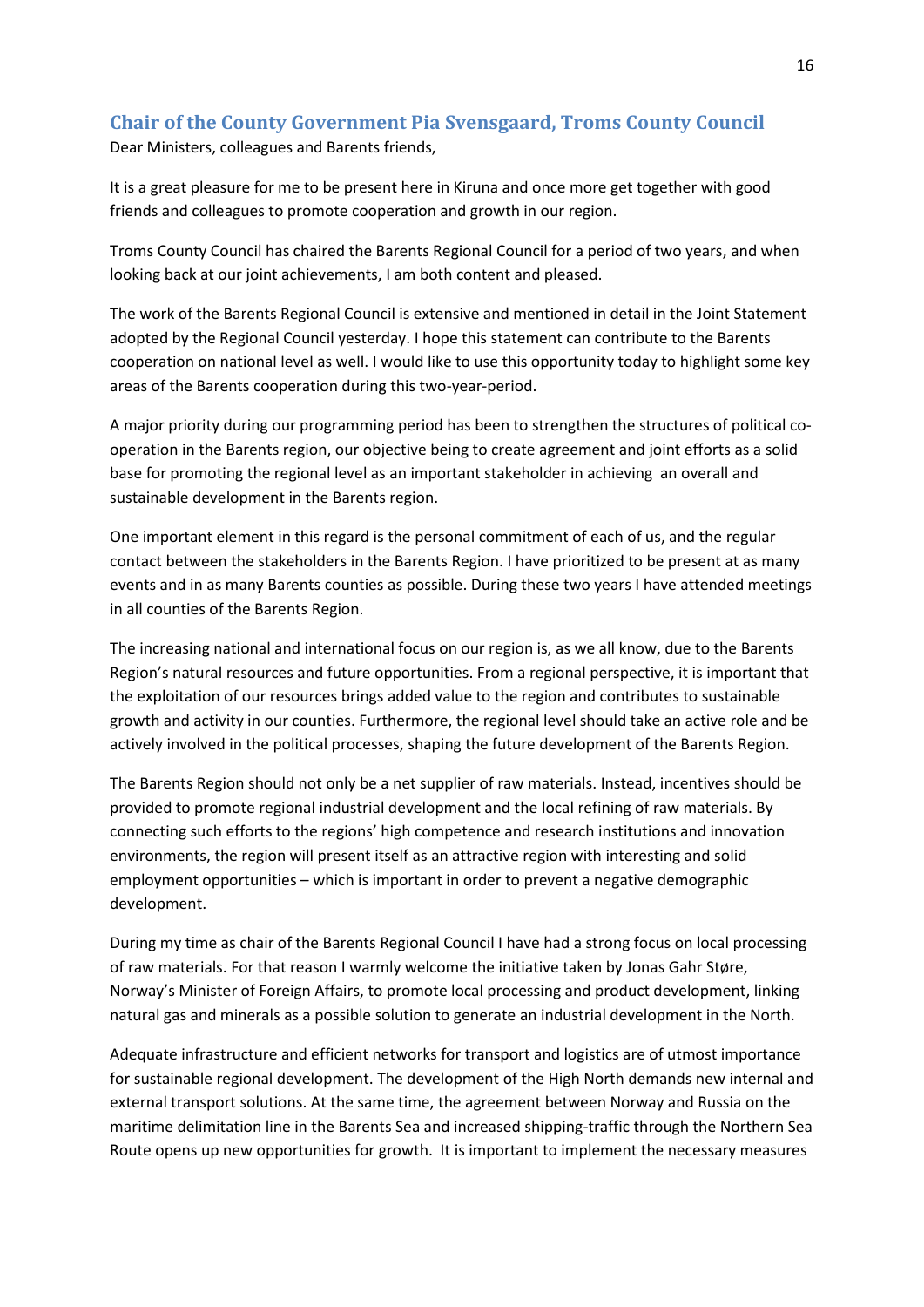## Chair of the County Government Pia Svensgaard, Troms County Council

Dear Ministers, colleagues and Barents friends,

It is a great pleasure for me to be present here in Kiruna and once more get together with good friends and colleagues to promote cooperation and growth in our region.

Troms County Council has chaired the Barents Regional Council for a period of two years, and when looking back at our joint achievements, I am both content and pleased.

The work of the Barents Regional Council is extensive and mentioned in detail in the Joint Statement adopted by the Regional Council yesterday. I hope this statement can contribute to the Barents cooperation on national level as well. I would like to use this opportunity today to highlight some key areas of the Barents cooperation during this two-year-period.

A major priority during our programming period has been to strengthen the structures of political co-operation in the Barents region, our objective being to create agreement and joint efforts as a solid base for promoting the regional level as an important stakeholder in achieving an overall and sustainable development in the Barents region.

One important element in this regard is the personal commitment of each of us, and the regular contact between the stakeholders in the Barents Region. I have prioritized to be present at as many events and in as many Barents counties as possible. During these two years I have attended meetings in all counties of the Barents Region.

The increasing national and international focus on our region is, as we all know, due to the Barents Region's natural resources and future opportunities. From a regional perspective, it is important that the exploitation of our resources brings added value to the region and contributes to sustainable growth and activity in our counties. Furthermore, the regional level should take an active role and be actively involved in the political processes, shaping the future development of the Barents Region.

The Barents Region should not only be a net supplier of raw materials. Instead, incentives should be provided to promote regional industrial development and the local refining of raw materials. By connecting such efforts to the regions' high competence and research institutions and innovation environments, the region will present itself as an attractive region with interesting and solid employment opportunities – which is important in order to prevent a negative demographic development.

During my time as chair of the Barents Regional Council I have had a strong focus on local processing of raw materials. For that reason I warmly welcome the initiative taken by Jonas Gahr Støre, Norway's Minister of Foreign Affairs, to promote local processing and product development, linking natural gas and minerals as a possible solution to generate an industrial development in the North.

Adequate infrastructure and efficient networks for transport and logistics are of utmost importance for sustainable regional development. The development of the High North demands new internal and external transport solutions. At the same time, the agreement between Norway and Russia on the maritime delimitation line in the Barents Sea and increased shipping-traffic through the Northern Sea Route opens up new opportunities for growth. It is important to implement the necessary measures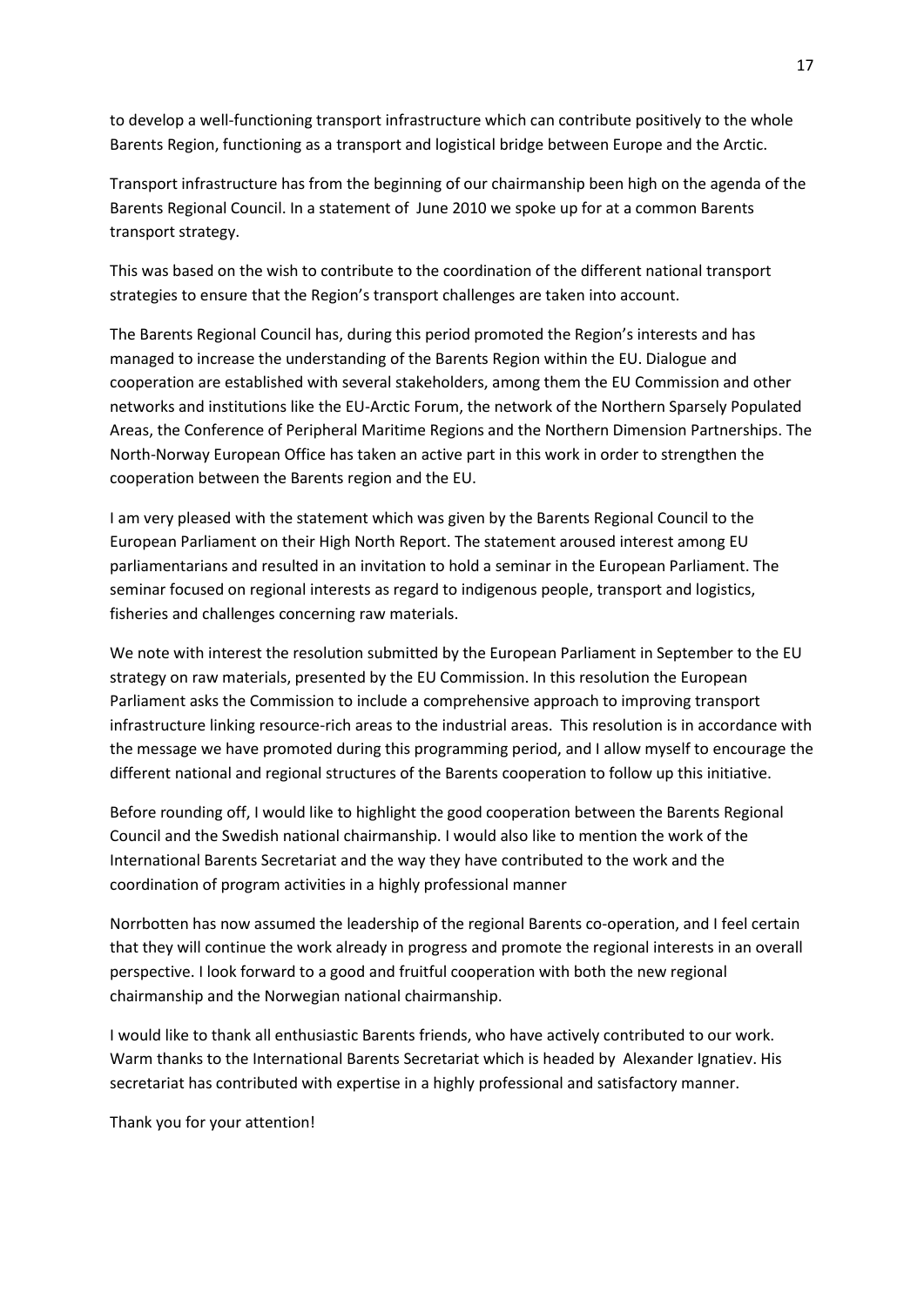to develop a well-functioning transport infrastructure which can contribute positively to the whole Barents Region, functioning as a transport and logistical bridge between Europe and the Arctic.

Transport infrastructure has from the beginning of our chairmanship been high on the agenda of the Barents Regional Council. In a statement of June 2010 we spoke up for at a common Barents transport strategy.

This was based on the wish to contribute to the coordination of the different national transport strategies to ensure that the Region's transport challenges are taken into account.

The Barents Regional Council has, during this period promoted the Region's interests and has managed to increase the understanding of the Barents Region within the EU. Dialogue and cooperation are established with several stakeholders, among them the EU Commission and other networks and institutions like the EU-Arctic Forum, the network of the Northern Sparsely Populated Areas, the Conference of Peripheral Maritime Regions and the Northern Dimension Partnerships. The North-Norway European Office has taken an active part in this work in order to strengthen the cooperation between the Barents region and the EU.

I am very pleased with the statement which was given by the Barents Regional Council to the European Parliament on their High North Report. The statement aroused interest among EU parliamentarians and resulted in an invitation to hold a seminar in the European Parliament. The seminar focused on regional interests as regard to indigenous people, transport and logistics, fisheries and challenges concerning raw materials.

We note with interest the resolution submitted by the European Parliament in September to the EU strategy on raw materials, presented by the EU Commission. In this resolution the European Parliament asks the Commission to include a comprehensive approach to improving transport infrastructure linking resource-rich areas to the industrial areas. This resolution is in accordance with the message we have promoted during this programming period, and I allow myself to encourage the different national and regional structures of the Barents cooperation to follow up this initiative.

Before rounding off, I would like to highlight the good cooperation between the Barents Regional Council and the Swedish national chairmanship. I would also like to mention the work of the International Barents Secretariat and the way they have contributed to the work and the coordination of program activities in a highly professional manner

Norrbotten has now assumed the leadership of the regional Barents co-operation, and I feel certain that they will continue the work already in progress and promote the regional interests in an overall perspective. I look forward to a good and fruitful cooperation with both the new regional chairmanship and the Norwegian national chairmanship.

I would like to thank all enthusiastic Barents friends, who have actively contributed to our work. Warm thanks to the International Barents Secretariat which is headed by Alexander Ignatiev. His secretariat has contributed with expertise in a highly professional and satisfactory manner.

Thank you for your attention!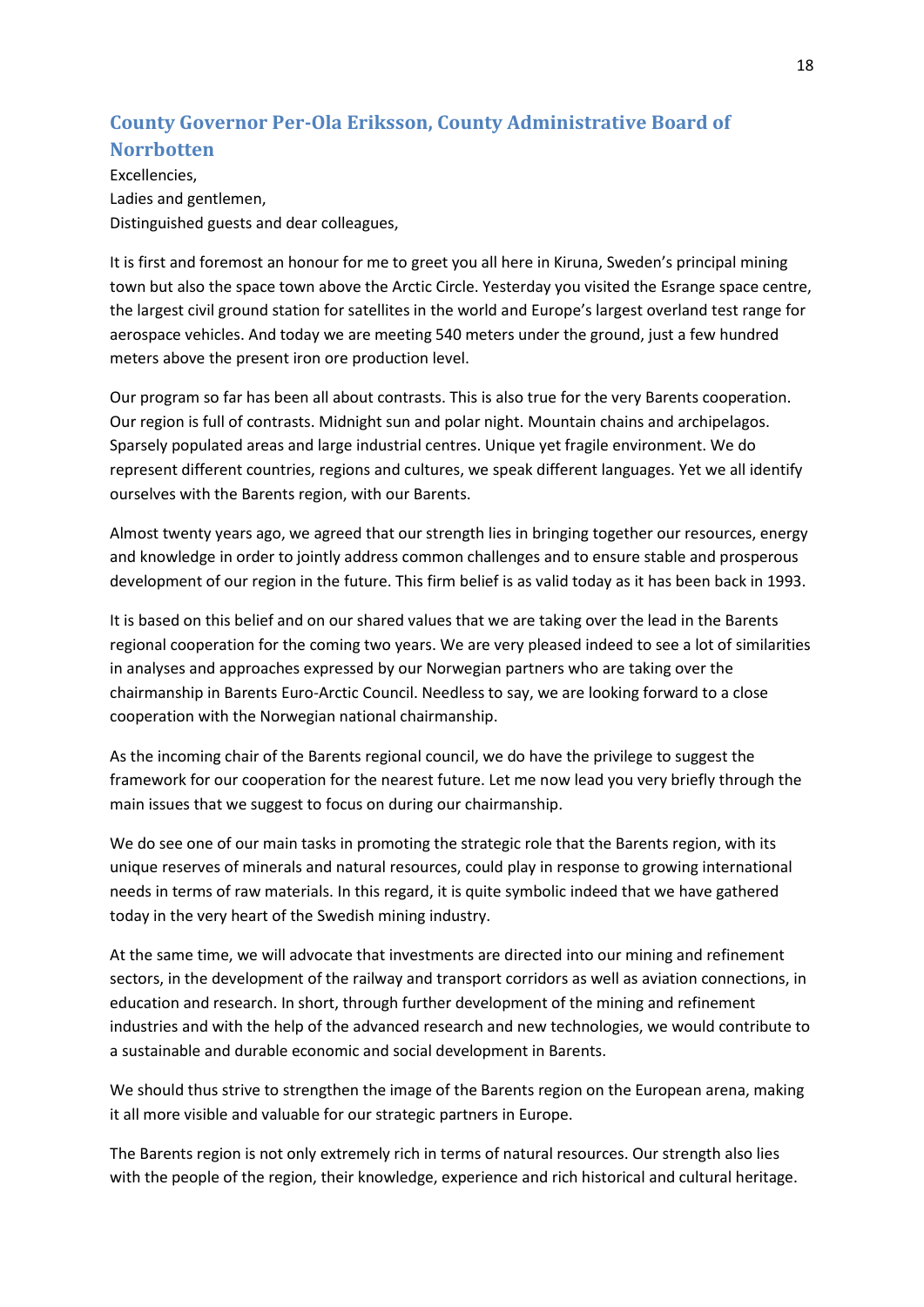## County Governor Per-Ola Eriksson, County Administrative Board of Norrbotten

Excellencies,
Ladies and gentlemen,
Distinguished guests and dear colleagues,

It is first and foremost an honour for me to greet you all here in Kiruna, Sweden's principal mining town but also the space town above the Arctic Circle. Yesterday you visited the Esrange space centre, the largest civil ground station for satellites in the world and Europe's largest overland test range for aerospace vehicles. And today we are meeting 540 meters under the ground, just a few hundred meters above the present iron ore production level.

Our program so far has been all about contrasts. This is also true for the very Barents cooperation. Our region is full of contrasts. Midnight sun and polar night. Mountain chains and archipelagos. Sparsely populated areas and large industrial centres. Unique yet fragile environment. We do represent different countries, regions and cultures, we speak different languages. Yet we all identify ourselves with the Barents region, with our Barents.

Almost twenty years ago, we agreed that our strength lies in bringing together our resources, energy and knowledge in order to jointly address common challenges and to ensure stable and prosperous development of our region in the future. This firm belief is as valid today as it has been back in 1993.

It is based on this belief and on our shared values that we are taking over the lead in the Barents regional cooperation for the coming two years. We are very pleased indeed to see a lot of similarities in analyses and approaches expressed by our Norwegian partners who are taking over the chairmanship in Barents Euro-Arctic Council. Needless to say, we are looking forward to a close cooperation with the Norwegian national chairmanship.

As the incoming chair of the Barents regional council, we do have the privilege to suggest the framework for our cooperation for the nearest future. Let me now lead you very briefly through the main issues that we suggest to focus on during our chairmanship.

We do see one of our main tasks in promoting the strategic role that the Barents region, with its unique reserves of minerals and natural resources, could play in response to growing international needs in terms of raw materials. In this regard, it is quite symbolic indeed that we have gathered today in the very heart of the Swedish mining industry.

At the same time, we will advocate that investments are directed into our mining and refinement sectors, in the development of the railway and transport corridors as well as aviation connections, in education and research. In short, through further development of the mining and refinement industries and with the help of the advanced research and new technologies, we would contribute to a sustainable and durable economic and social development in Barents.

We should thus strive to strengthen the image of the Barents region on the European arena, making it all more visible and valuable for our strategic partners in Europe.

The Barents region is not only extremely rich in terms of natural resources. Our strength also lies with the people of the region, their knowledge, experience and rich historical and cultural heritage.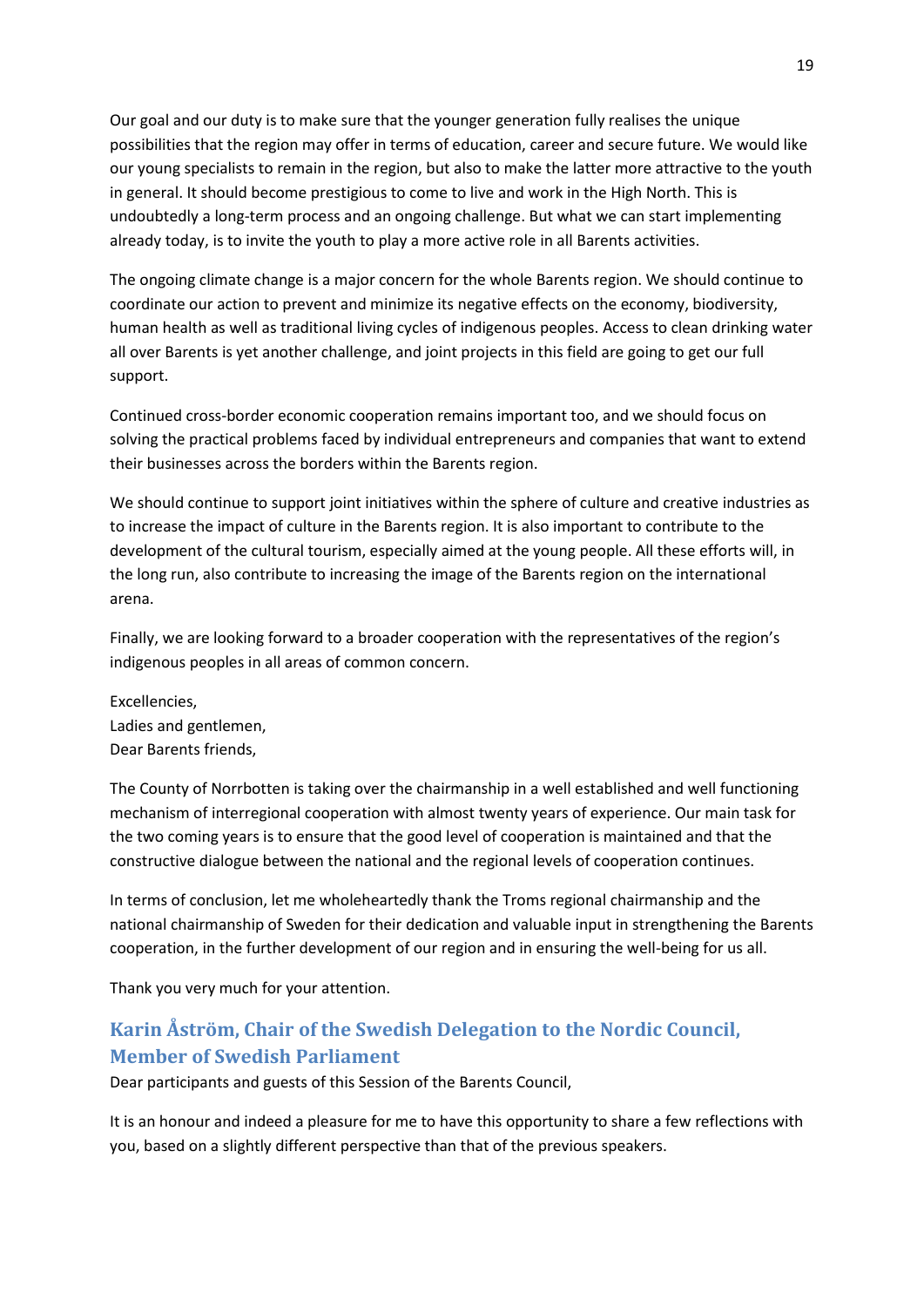Our goal and our duty is to make sure that the younger generation fully realises the unique possibilities that the region may offer in terms of education, career and secure future. We would like our young specialists to remain in the region, but also to make the latter more attractive to the youth in general. It should become prestigious to come to live and work in the High North. This is undoubtedly a long-term process and an ongoing challenge. But what we can start implementing already today, is to invite the youth to play a more active role in all Barents activities.

The ongoing climate change is a major concern for the whole Barents region. We should continue to coordinate our action to prevent and minimize its negative effects on the economy, biodiversity, human health as well as traditional living cycles of indigenous peoples. Access to clean drinking water all over Barents is yet another challenge, and joint projects in this field are going to get our full support.

Continued cross-border economic cooperation remains important too, and we should focus on solving the practical problems faced by individual entrepreneurs and companies that want to extend their businesses across the borders within the Barents region.

We should continue to support joint initiatives within the sphere of culture and creative industries as to increase the impact of culture in the Barents region. It is also important to contribute to the development of the cultural tourism, especially aimed at the young people. All these efforts will, in the long run, also contribute to increasing the image of the Barents region on the international arena.

Finally, we are looking forward to a broader cooperation with the representatives of the region's indigenous peoples in all areas of common concern.

Excellencies,
Ladies and gentlemen,
Dear Barents friends,

The County of Norrbotten is taking over the chairmanship in a well established and well functioning mechanism of interregional cooperation with almost twenty years of experience. Our main task for the two coming years is to ensure that the good level of cooperation is maintained and that the constructive dialogue between the national and the regional levels of cooperation continues.

In terms of conclusion, let me wholeheartedly thank the Troms regional chairmanship and the national chairmanship of Sweden for their dedication and valuable input in strengthening the Barents cooperation, in the further development of our region and in ensuring the well-being for us all.

Thank you very much for your attention.

## Karin Åström, Chair of the Swedish Delegation to the Nordic Council, Member of Swedish Parliament

Dear participants and guests of this Session of the Barents Council,

It is an honour and indeed a pleasure for me to have this opportunity to share a few reflections with you, based on a slightly different perspective than that of the previous speakers.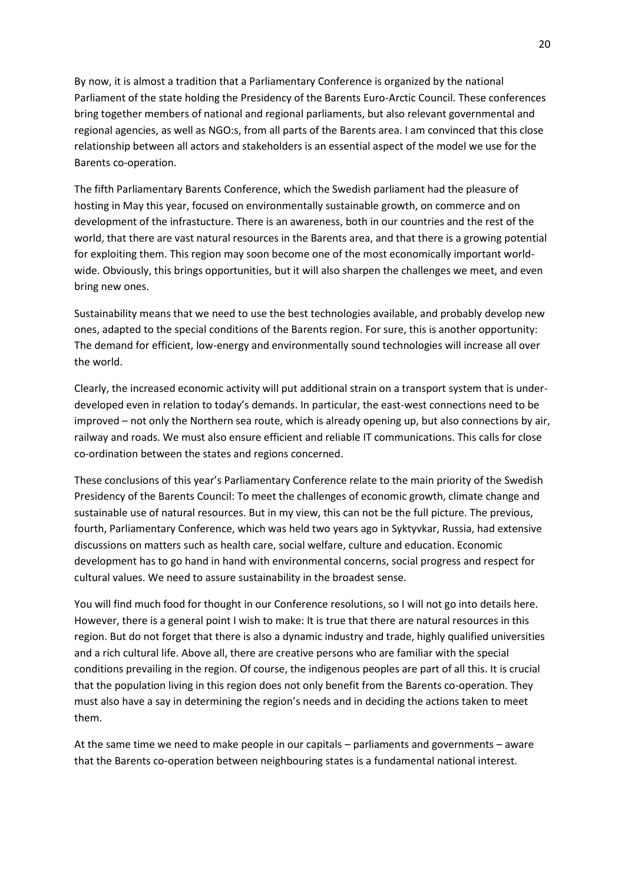By now, it is almost a tradition that a Parliamentary Conference is organized by the national Parliament of the state holding the Presidency of the Barents Euro-Arctic Council. These conferences bring together members of national and regional parliaments, but also relevant governmental and regional agencies, as well as NGO:s, from all parts of the Barents area. I am convinced that this close relationship between all actors and stakeholders is an essential aspect of the model we use for the Barents co-operation.

The fifth Parliamentary Barents Conference, which the Swedish parliament had the pleasure of hosting in May this year, focused on environmentally sustainable growth, on commerce and on development of the infrastucture. There is an awareness, both in our countries and the rest of the world, that there are vast natural resources in the Barents area, and that there is a growing potential for exploiting them. This region may soon become one of the most economically important world-wide. Obviously, this brings opportunities, but it will also sharpen the challenges we meet, and even bring new ones.

Sustainability means that we need to use the best technologies available, and probably develop new ones, adapted to the special conditions of the Barents region. For sure, this is another opportunity: The demand for efficient, low-energy and environmentally sound technologies will increase all over the world.

Clearly, the increased economic activity will put additional strain on a transport system that is under-developed even in relation to today's demands. In particular, the east-west connections need to be improved – not only the Northern sea route, which is already opening up, but also connections by air, railway and roads. We must also ensure efficient and reliable IT communications. This calls for close co-ordination between the states and regions concerned.

These conclusions of this year's Parliamentary Conference relate to the main priority of the Swedish Presidency of the Barents Council: To meet the challenges of economic growth, climate change and sustainable use of natural resources. But in my view, this can not be the full picture. The previous, fourth, Parliamentary Conference, which was held two years ago in Syktyvkar, Russia, had extensive discussions on matters such as health care, social welfare, culture and education. Economic development has to go hand in hand with environmental concerns, social progress and respect for cultural values. We need to assure sustainability in the broadest sense.

You will find much food for thought in our Conference resolutions, so I will not go into details here. However, there is a general point I wish to make: It is true that there are natural resources in this region. But do not forget that there is also a dynamic industry and trade, highly qualified universities and a rich cultural life. Above all, there are creative persons who are familiar with the special conditions prevailing in the region. Of course, the indigenous peoples are part of all this. It is crucial that the population living in this region does not only benefit from the Barents co-operation. They must also have a say in determining the region's needs and in deciding the actions taken to meet them.

At the same time we need to make people in our capitals – parliaments and governments – aware that the Barents co-operation between neighbouring states is a fundamental national interest.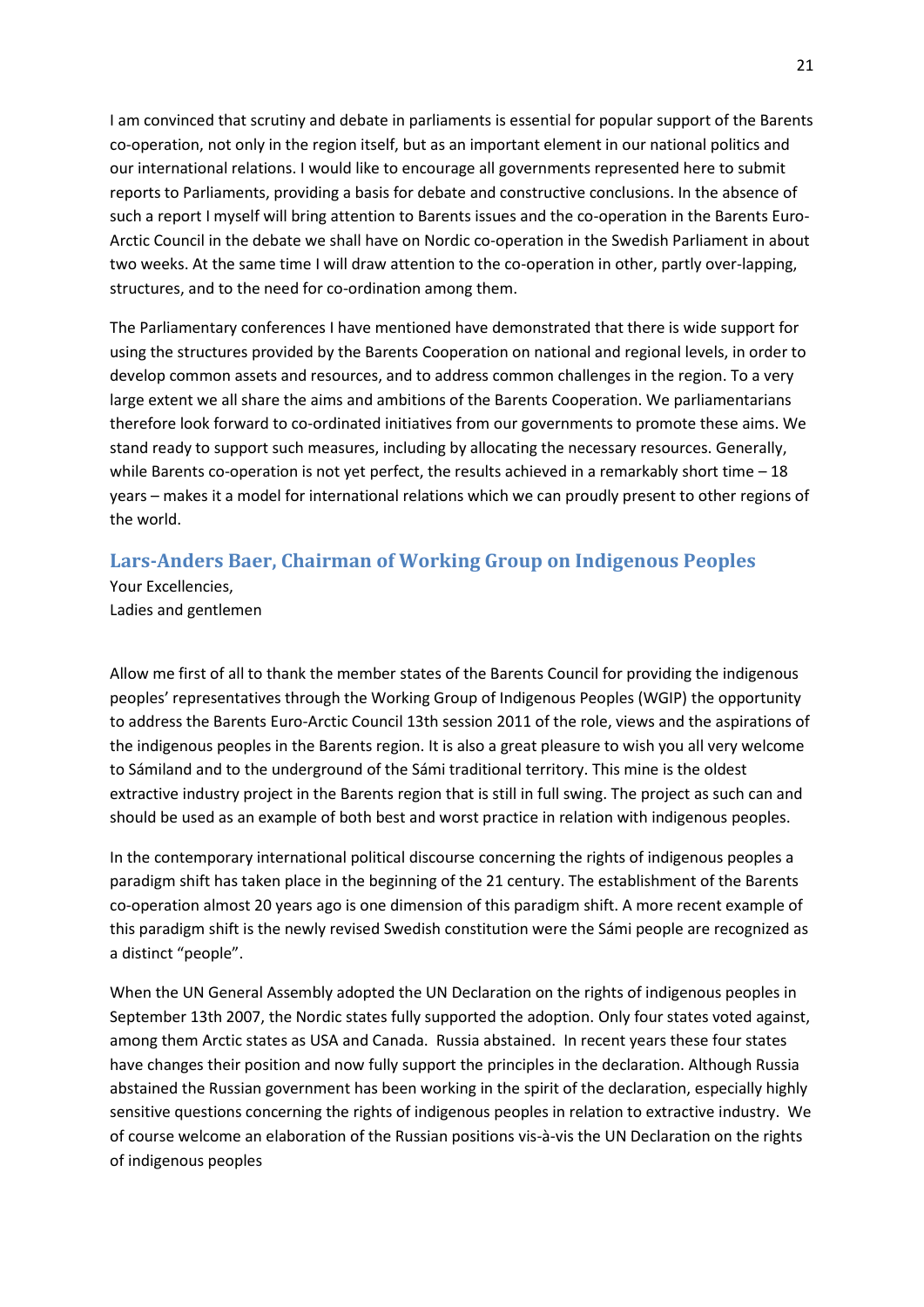I am convinced that scrutiny and debate in parliaments is essential for popular support of the Barents co-operation, not only in the region itself, but as an important element in our national politics and our international relations. I would like to encourage all governments represented here to submit reports to Parliaments, providing a basis for debate and constructive conclusions. In the absence of such a report I myself will bring attention to Barents issues and the co-operation in the Barents Euro-Arctic Council in the debate we shall have on Nordic co-operation in the Swedish Parliament in about two weeks. At the same time I will draw attention to the co-operation in other, partly over-lapping, structures, and to the need for co-ordination among them.

The Parliamentary conferences I have mentioned have demonstrated that there is wide support for using the structures provided by the Barents Cooperation on national and regional levels, in order to develop common assets and resources, and to address common challenges in the region. To a very large extent we all share the aims and ambitions of the Barents Cooperation. We parliamentarians therefore look forward to co-ordinated initiatives from our governments to promote these aims. We stand ready to support such measures, including by allocating the necessary resources. Generally, while Barents co-operation is not yet perfect, the results achieved in a remarkably short time – 18 years – makes it a model for international relations which we can proudly present to other regions of the world.

## Lars-Anders Baer, Chairman of Working Group on Indigenous Peoples

Your Excellencies,
Ladies and gentlemen

Allow me first of all to thank the member states of the Barents Council for providing the indigenous peoples' representatives through the Working Group of Indigenous Peoples (WGIP) the opportunity to address the Barents Euro-Arctic Council 13th session 2011 of the role, views and the aspirations of the indigenous peoples in the Barents region. It is also a great pleasure to wish you all very welcome to Sámiland and to the underground of the Sámi traditional territory. This mine is the oldest extractive industry project in the Barents region that is still in full swing. The project as such can and should be used as an example of both best and worst practice in relation with indigenous peoples.

In the contemporary international political discourse concerning the rights of indigenous peoples a paradigm shift has taken place in the beginning of the 21 century. The establishment of the Barents co-operation almost 20 years ago is one dimension of this paradigm shift. A more recent example of this paradigm shift is the newly revised Swedish constitution were the Sámi people are recognized as a distinct "people".

When the UN General Assembly adopted the UN Declaration on the rights of indigenous peoples in September 13th 2007, the Nordic states fully supported the adoption. Only four states voted against, among them Arctic states as USA and Canada. Russia abstained. In recent years these four states have changes their position and now fully support the principles in the declaration. Although Russia abstained the Russian government has been working in the spirit of the declaration, especially highly sensitive questions concerning the rights of indigenous peoples in relation to extractive industry. We of course welcome an elaboration of the Russian positions vis-à-vis the UN Declaration on the rights of indigenous peoples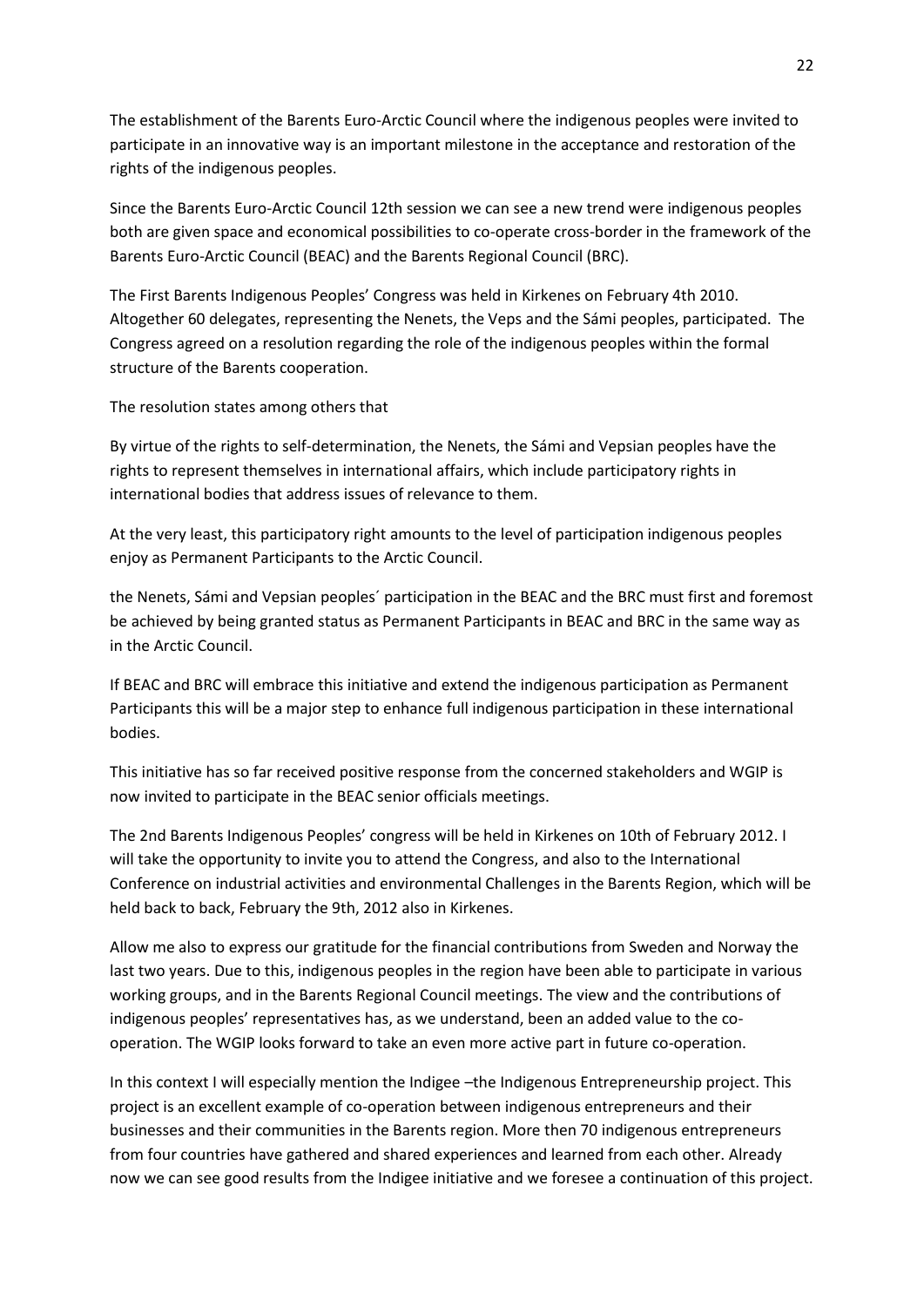The establishment of the Barents Euro-Arctic Council where the indigenous peoples were invited to participate in an innovative way is an important milestone in the acceptance and restoration of the rights of the indigenous peoples.

Since the Barents Euro-Arctic Council 12th session we can see a new trend were indigenous peoples both are given space and economical possibilities to co-operate cross-border in the framework of the Barents Euro-Arctic Council (BEAC) and the Barents Regional Council (BRC).

The First Barents Indigenous Peoples' Congress was held in Kirkenes on February 4th 2010. Altogether 60 delegates, representing the Nenets, the Veps and the Sámi peoples, participated. The Congress agreed on a resolution regarding the role of the indigenous peoples within the formal structure of the Barents cooperation.

The resolution states among others that

By virtue of the rights to self-determination, the Nenets, the Sámi and Vepsian peoples have the rights to represent themselves in international affairs, which include participatory rights in international bodies that address issues of relevance to them.

At the very least, this participatory right amounts to the level of participation indigenous peoples enjoy as Permanent Participants to the Arctic Council.

the Nenets, Sámi and Vepsian peoples´ participation in the BEAC and the BRC must first and foremost be achieved by being granted status as Permanent Participants in BEAC and BRC in the same way as in the Arctic Council.

If BEAC and BRC will embrace this initiative and extend the indigenous participation as Permanent Participants this will be a major step to enhance full indigenous participation in these international bodies.

This initiative has so far received positive response from the concerned stakeholders and WGIP is now invited to participate in the BEAC senior officials meetings.

The 2nd Barents Indigenous Peoples' congress will be held in Kirkenes on 10th of February 2012. I will take the opportunity to invite you to attend the Congress, and also to the International Conference on industrial activities and environmental Challenges in the Barents Region, which will be held back to back, February the 9th, 2012 also in Kirkenes.

Allow me also to express our gratitude for the financial contributions from Sweden and Norway the last two years. Due to this, indigenous peoples in the region have been able to participate in various working groups, and in the Barents Regional Council meetings. The view and the contributions of indigenous peoples' representatives has, as we understand, been an added value to the co-operation. The WGIP looks forward to take an even more active part in future co-operation.

In this context I will especially mention the Indigee –the Indigenous Entrepreneurship project. This project is an excellent example of co-operation between indigenous entrepreneurs and their businesses and their communities in the Barents region. More then 70 indigenous entrepreneurs from four countries have gathered and shared experiences and learned from each other. Already now we can see good results from the Indigee initiative and we foresee a continuation of this project.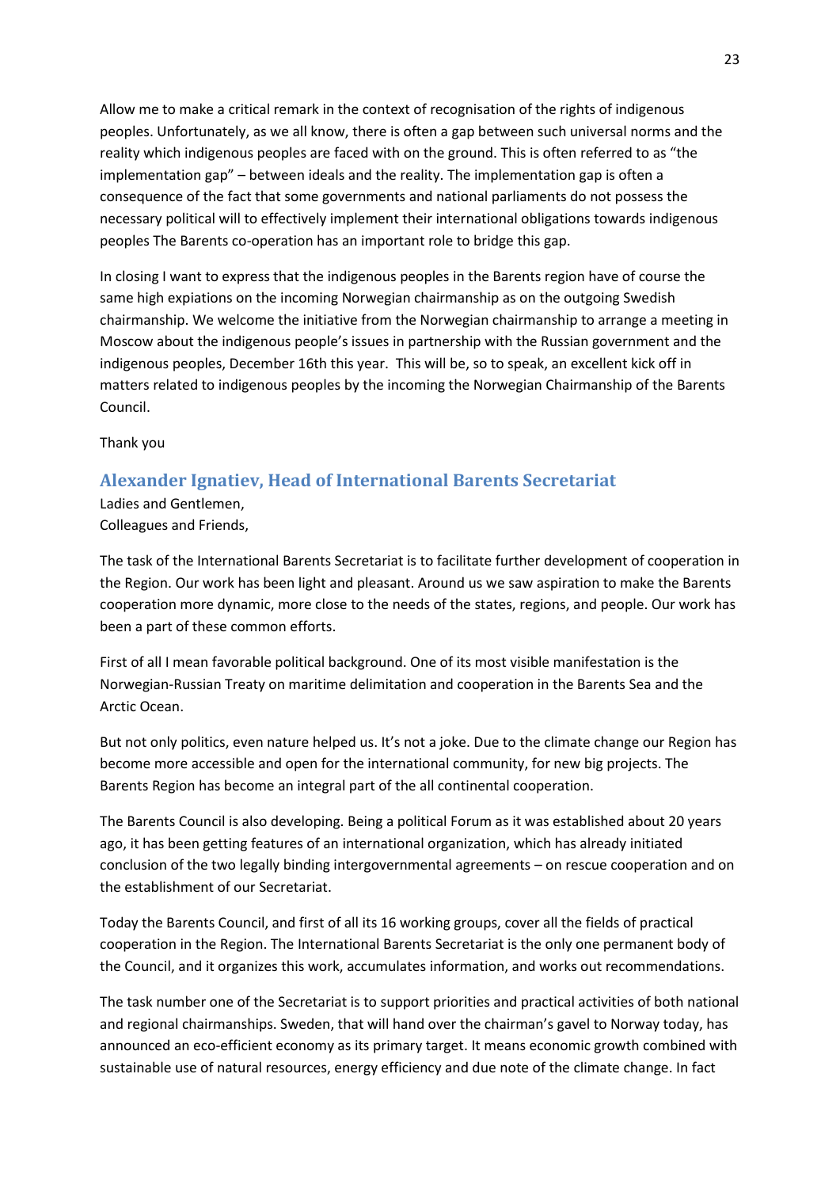Allow me to make a critical remark in the context of recognisation of the rights of indigenous peoples. Unfortunately, as we all know, there is often a gap between such universal norms and the reality which indigenous peoples are faced with on the ground. This is often referred to as "the implementation gap" – between ideals and the reality. The implementation gap is often a consequence of the fact that some governments and national parliaments do not possess the necessary political will to effectively implement their international obligations towards indigenous peoples The Barents co-operation has an important role to bridge this gap.

In closing I want to express that the indigenous peoples in the Barents region have of course the same high expiations on the incoming Norwegian chairmanship as on the outgoing Swedish chairmanship. We welcome the initiative from the Norwegian chairmanship to arrange a meeting in Moscow about the indigenous people's issues in partnership with the Russian government and the indigenous peoples, December 16th this year. This will be, so to speak, an excellent kick off in matters related to indigenous peoples by the incoming the Norwegian Chairmanship of the Barents Council.

Thank you

## Alexander Ignatiev, Head of International Barents Secretariat

Ladies and Gentlemen,
Colleagues and Friends,

The task of the International Barents Secretariat is to facilitate further development of cooperation in the Region. Our work has been light and pleasant. Around us we saw aspiration to make the Barents cooperation more dynamic, more close to the needs of the states, regions, and people. Our work has been a part of these common efforts.

First of all I mean favorable political background. One of its most visible manifestation is the Norwegian-Russian Treaty on maritime delimitation and cooperation in the Barents Sea and the Arctic Ocean.

But not only politics, even nature helped us. It's not a joke. Due to the climate change our Region has become more accessible and open for the international community, for new big projects. The Barents Region has become an integral part of the all continental cooperation.

The Barents Council is also developing. Being a political Forum as it was established about 20 years ago, it has been getting features of an international organization, which has already initiated conclusion of the two legally binding intergovernmental agreements – on rescue cooperation and on the establishment of our Secretariat.

Today the Barents Council, and first of all its 16 working groups, cover all the fields of practical cooperation in the Region. The International Barents Secretariat is the only one permanent body of the Council, and it organizes this work, accumulates information, and works out recommendations.

The task number one of the Secretariat is to support priorities and practical activities of both national and regional chairmanships. Sweden, that will hand over the chairman's gavel to Norway today, has announced an eco-efficient economy as its primary target. It means economic growth combined with sustainable use of natural resources, energy efficiency and due note of the climate change. In fact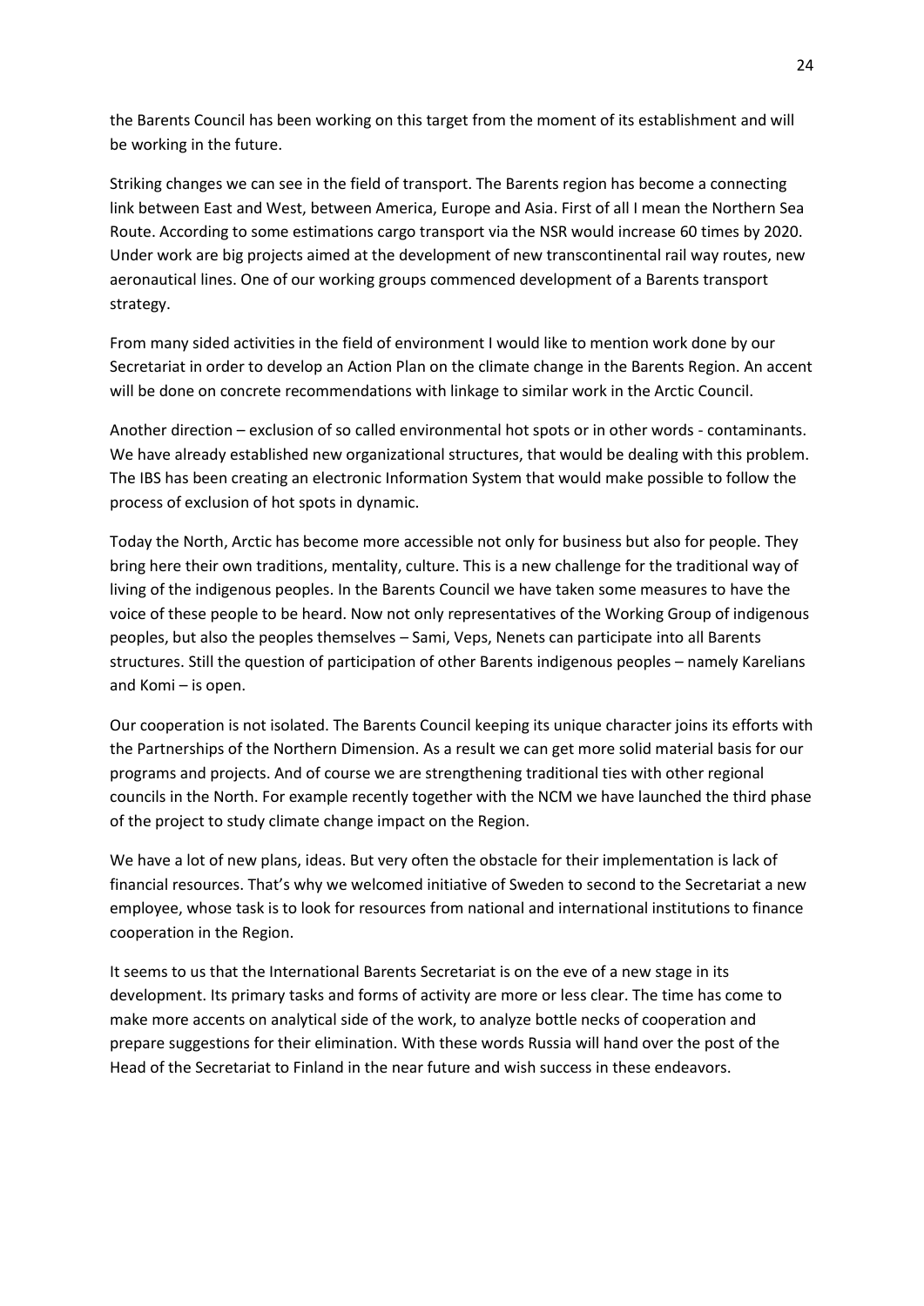the Barents Council has been working on this target from the moment of its establishment and will be working in the future.

Striking changes we can see in the field of transport. The Barents region has become a connecting link between East and West, between America, Europe and Asia. First of all I mean the Northern Sea Route. According to some estimations cargo transport via the NSR would increase 60 times by 2020. Under work are big projects aimed at the development of new transcontinental rail way routes, new aeronautical lines. One of our working groups commenced development of a Barents transport strategy.

From many sided activities in the field of environment I would like to mention work done by our Secretariat in order to develop an Action Plan on the climate change in the Barents Region. An accent will be done on concrete recommendations with linkage to similar work in the Arctic Council.

Another direction – exclusion of so called environmental hot spots or in other words - contaminants. We have already established new organizational structures, that would be dealing with this problem. The IBS has been creating an electronic Information System that would make possible to follow the process of exclusion of hot spots in dynamic.

Today the North, Arctic has become more accessible not only for business but also for people. They bring here their own traditions, mentality, culture. This is a new challenge for the traditional way of living of the indigenous peoples. In the Barents Council we have taken some measures to have the voice of these people to be heard. Now not only representatives of the Working Group of indigenous peoples, but also the peoples themselves – Sami, Veps, Nenets can participate into all Barents structures. Still the question of participation of other Barents indigenous peoples – namely Karelians and Komi – is open.

Our cooperation is not isolated. The Barents Council keeping its unique character joins its efforts with the Partnerships of the Northern Dimension. As a result we can get more solid material basis for our programs and projects. And of course we are strengthening traditional ties with other regional councils in the North. For example recently together with the NCM we have launched the third phase of the project to study climate change impact on the Region.

We have a lot of new plans, ideas. But very often the obstacle for their implementation is lack of financial resources. That's why we welcomed initiative of Sweden to second to the Secretariat a new employee, whose task is to look for resources from national and international institutions to finance cooperation in the Region.

It seems to us that the International Barents Secretariat is on the eve of a new stage in its development. Its primary tasks and forms of activity are more or less clear. The time has come to make more accents on analytical side of the work, to analyze bottle necks of cooperation and prepare suggestions for their elimination. With these words Russia will hand over the post of the Head of the Secretariat to Finland in the near future and wish success in these endeavors.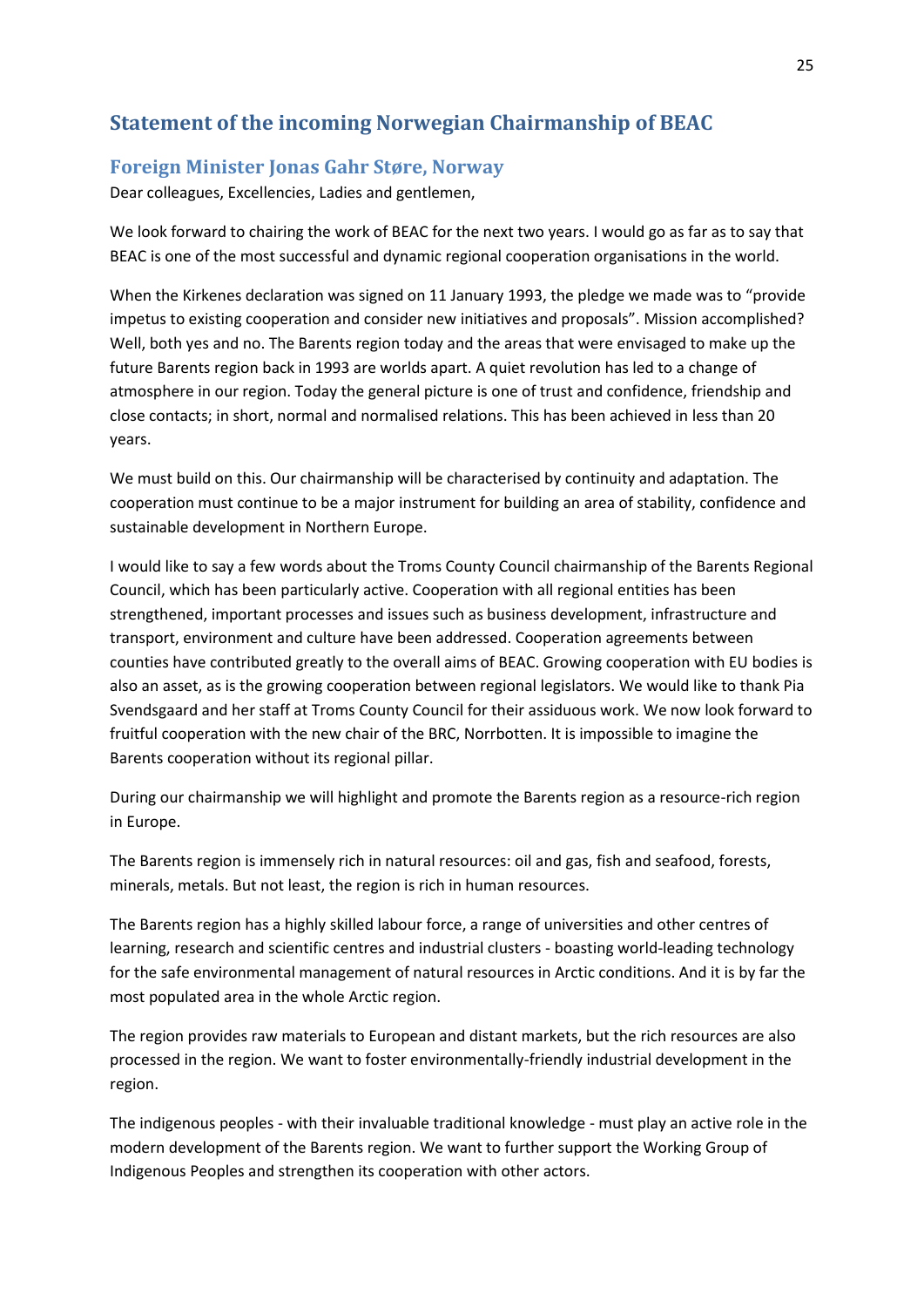## Statement of the incoming Norwegian Chairmanship of BEAC

### Foreign Minister Jonas Gahr Støre, Norway

Dear colleagues, Excellencies, Ladies and gentlemen,

We look forward to chairing the work of BEAC for the next two years. I would go as far as to say that BEAC is one of the most successful and dynamic regional cooperation organisations in the world.

When the Kirkenes declaration was signed on 11 January 1993, the pledge we made was to "provide impetus to existing cooperation and consider new initiatives and proposals". Mission accomplished? Well, both yes and no. The Barents region today and the areas that were envisaged to make up the future Barents region back in 1993 are worlds apart. A quiet revolution has led to a change of atmosphere in our region. Today the general picture is one of trust and confidence, friendship and close contacts; in short, normal and normalised relations. This has been achieved in less than 20 years.

We must build on this. Our chairmanship will be characterised by continuity and adaptation. The cooperation must continue to be a major instrument for building an area of stability, confidence and sustainable development in Northern Europe.

I would like to say a few words about the Troms County Council chairmanship of the Barents Regional Council, which has been particularly active. Cooperation with all regional entities has been strengthened, important processes and issues such as business development, infrastructure and transport, environment and culture have been addressed. Cooperation agreements between counties have contributed greatly to the overall aims of BEAC. Growing cooperation with EU bodies is also an asset, as is the growing cooperation between regional legislators. We would like to thank Pia Svendsgaard and her staff at Troms County Council for their assiduous work. We now look forward to fruitful cooperation with the new chair of the BRC, Norrbotten. It is impossible to imagine the Barents cooperation without its regional pillar.

During our chairmanship we will highlight and promote the Barents region as a resource-rich region in Europe.

The Barents region is immensely rich in natural resources: oil and gas, fish and seafood, forests, minerals, metals. But not least, the region is rich in human resources.

The Barents region has a highly skilled labour force, a range of universities and other centres of learning, research and scientific centres and industrial clusters - boasting world-leading technology for the safe environmental management of natural resources in Arctic conditions. And it is by far the most populated area in the whole Arctic region.

The region provides raw materials to European and distant markets, but the rich resources are also processed in the region. We want to foster environmentally-friendly industrial development in the region.

The indigenous peoples - with their invaluable traditional knowledge - must play an active role in the modern development of the Barents region. We want to further support the Working Group of Indigenous Peoples and strengthen its cooperation with other actors.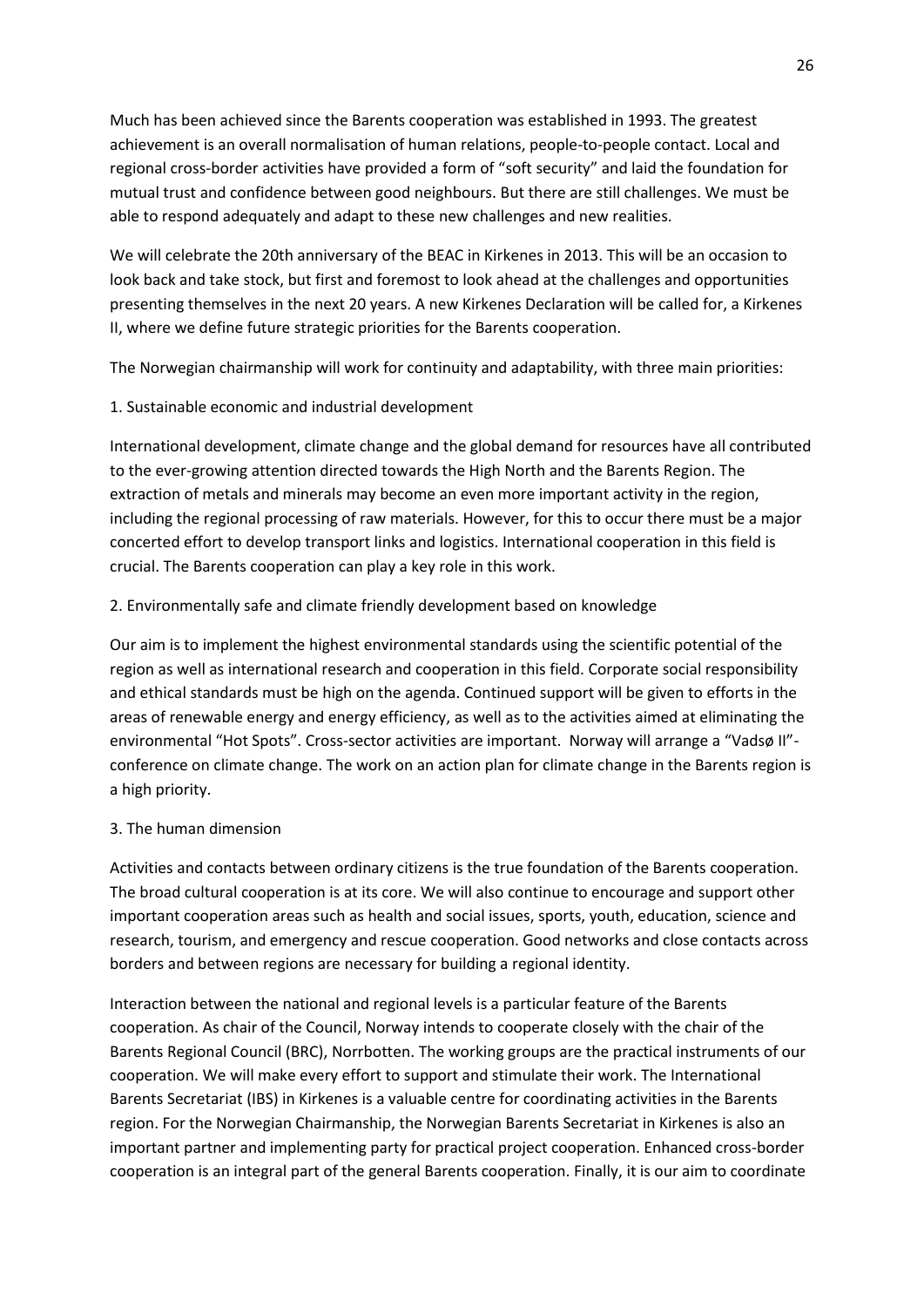Much has been achieved since the Barents cooperation was established in 1993. The greatest achievement is an overall normalisation of human relations, people-to-people contact. Local and regional cross-border activities have provided a form of "soft security" and laid the foundation for mutual trust and confidence between good neighbours. But there are still challenges. We must be able to respond adequately and adapt to these new challenges and new realities.

We will celebrate the 20th anniversary of the BEAC in Kirkenes in 2013. This will be an occasion to look back and take stock, but first and foremost to look ahead at the challenges and opportunities presenting themselves in the next 20 years. A new Kirkenes Declaration will be called for, a Kirkenes II, where we define future strategic priorities for the Barents cooperation.

The Norwegian chairmanship will work for continuity and adaptability, with three main priorities:

1. Sustainable economic and industrial development

International development, climate change and the global demand for resources have all contributed to the ever-growing attention directed towards the High North and the Barents Region. The extraction of metals and minerals may become an even more important activity in the region, including the regional processing of raw materials. However, for this to occur there must be a major concerted effort to develop transport links and logistics. International cooperation in this field is crucial. The Barents cooperation can play a key role in this work.

2. Environmentally safe and climate friendly development based on knowledge

Our aim is to implement the highest environmental standards using the scientific potential of the region as well as international research and cooperation in this field. Corporate social responsibility and ethical standards must be high on the agenda. Continued support will be given to efforts in the areas of renewable energy and energy efficiency, as well as to the activities aimed at eliminating the environmental "Hot Spots". Cross-sector activities are important. Norway will arrange a "Vadsø II"-conference on climate change. The work on an action plan for climate change in the Barents region is a high priority.

3. The human dimension

Activities and contacts between ordinary citizens is the true foundation of the Barents cooperation. The broad cultural cooperation is at its core. We will also continue to encourage and support other important cooperation areas such as health and social issues, sports, youth, education, science and research, tourism, and emergency and rescue cooperation. Good networks and close contacts across borders and between regions are necessary for building a regional identity.

Interaction between the national and regional levels is a particular feature of the Barents cooperation. As chair of the Council, Norway intends to cooperate closely with the chair of the Barents Regional Council (BRC), Norrbotten. The working groups are the practical instruments of our cooperation. We will make every effort to support and stimulate their work. The International Barents Secretariat (IBS) in Kirkenes is a valuable centre for coordinating activities in the Barents region. For the Norwegian Chairmanship, the Norwegian Barents Secretariat in Kirkenes is also an important partner and implementing party for practical project cooperation. Enhanced cross-border cooperation is an integral part of the general Barents cooperation. Finally, it is our aim to coordinate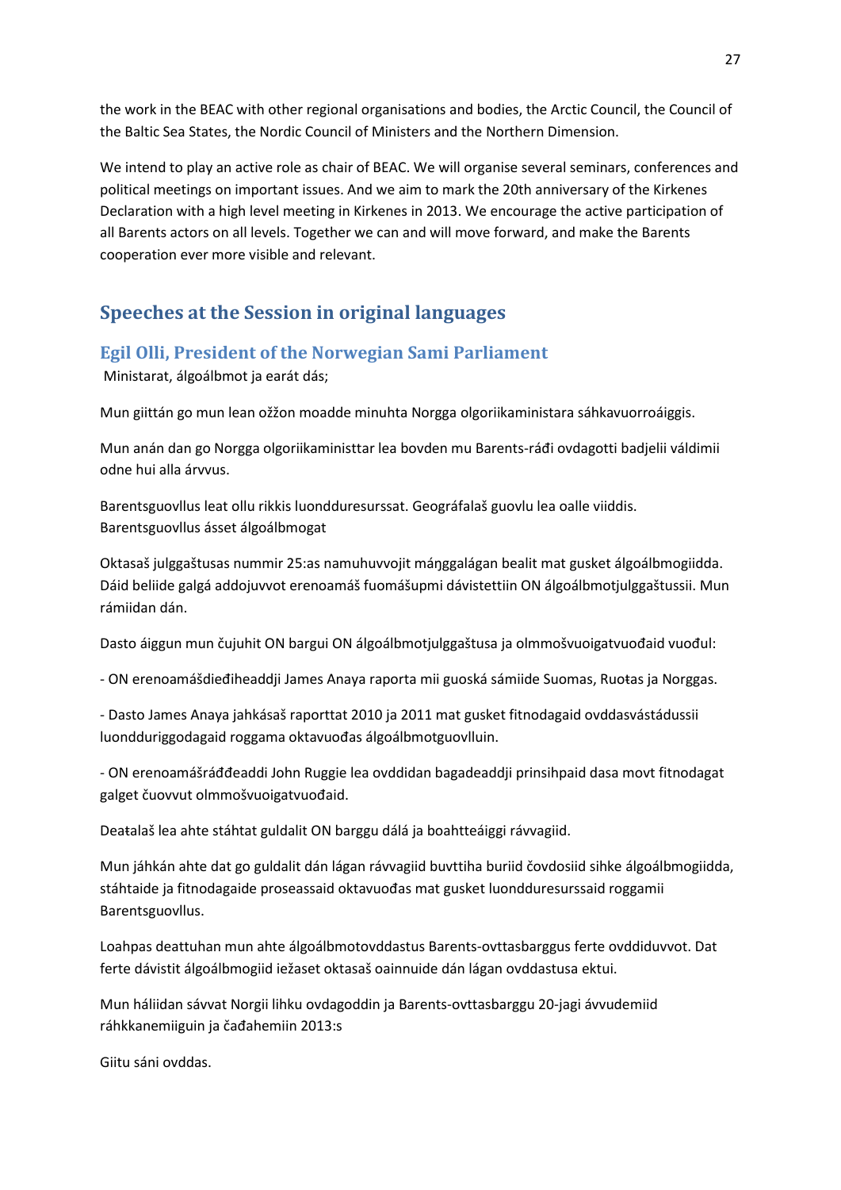the work in the BEAC with other regional organisations and bodies, the Arctic Council, the Council of the Baltic Sea States, the Nordic Council of Ministers and the Northern Dimension.

We intend to play an active role as chair of BEAC. We will organise several seminars, conferences and political meetings on important issues. And we aim to mark the 20th anniversary of the Kirkenes Declaration with a high level meeting in Kirkenes in 2013. We encourage the active participation of all Barents actors on all levels. Together we can and will move forward, and make the Barents cooperation ever more visible and relevant.

## Speeches at the Session in original languages

### Egil Olli, President of the Norwegian Sami Parliament

Ministarat, álgoálbmot ja eará dás;

Mun giittán go mun lean ožžon moadde minuhta Norgga olgoriikaministara sáhkavuorroáiggis.

Mun anán dan go Norgga olgoriikaministtar lea bovden mu Barents-ráđi ovdagotti badjelii váldimii odne hui alla árvvus.

Barentsguovllus leat ollu rikkis luondduresurssat. Geográfalaš guovlu lea oalle viiddis. Barentsguovllus ásset álgoálbmogat

Oktasaš julggaštusas nummir 25:as namuhuvvojit máŋggalágan bealit mat gusket álgoálbmogiidda. Dáid beliide galgá addojuvvot erenoamáš fuomášupmi dávistettiin ON álgoálbmotjulggaštussii. Mun rámiidan dán.

Dasto áiggun mun čujuhit ON bargui ON álgoálbmotjulggaštusa ja olmmošvuoigatvuođaid vuođul:

- ON erenoamášdieđiheaddji James Anaya raporta mii guoská sámiide Suomas, Ruoŧas ja Norggas.

- Dasto James Anaya jahkásaš raporttat 2010 ja 2011 mat gusket fitnodagaid ovddasvástádussii luondduriggodagaid roggama oktavuođas álgoálbmotguovlluin.

- ON erenoamášráđđeaddi John Ruggie lea ovddidan bagadeaddji prinsihpaid dasa movt fitnodagat galget čuovvut olmmošvuoigatvuođaid.

Deaŧalaš lea ahte stáhtat guldalit ON barggu dálá ja boahtteáiggi rávvagiid.

Mun jáhkán ahte dat go guldalit dán lágan rávvagiid buvttiha buriid čovdosiid sihke álgoálbmogiidda, stáhtaide ja fitnodagaide proseassaid oktavuođas mat gusket luondduresurssaid roggamii Barentsguovllus.

Loahpas deattuhan mun ahte álgoálbmotovddastus Barents-ovttasbarggus ferte ovddiduvvot. Dat ferte dávistit álgoálbmogiid iežaset oktasaš oainnuide dán lágan ovddastusa ektui.

Mun háliidan sávvat Norgii lihku ovdagoddin ja Barents-ovttasbarggu 20-jagi ávvudemiid ráhkkanemiiguin ja čađahemiin 2013:s

Giitu sáni ovddas.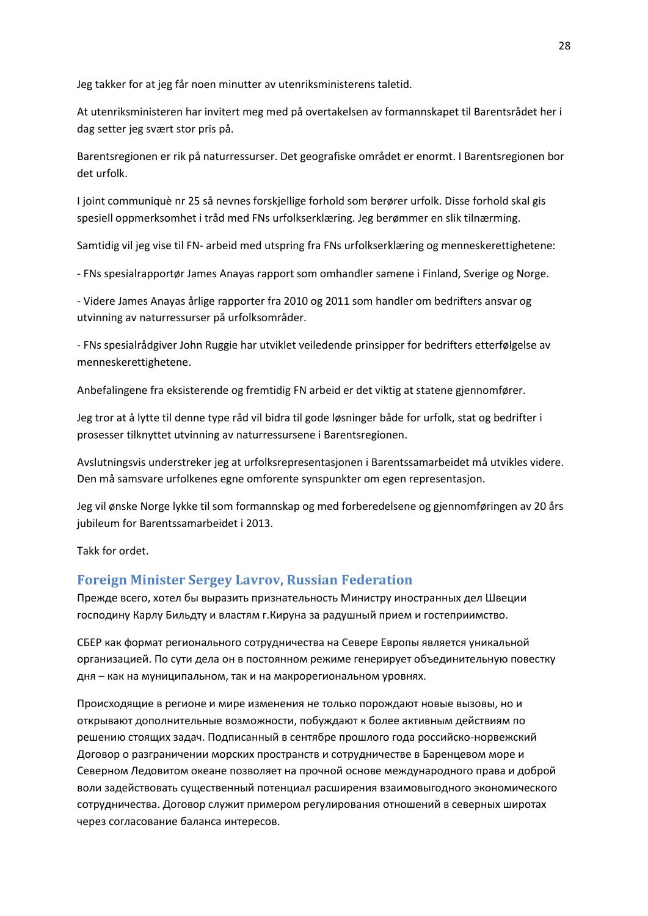Jeg takker for at jeg får noen minutter av utenriksministerens taletid.

At utenriksministeren har invitert meg med på overtakelsen av formannskapet til Barentsrådet her i dag setter jeg svært stor pris på.

Barentsregionen er rik på naturressurser. Det geografiske området er enormt. I Barentsregionen bor det urfolk.

I joint communiquè nr 25 så nevnes forskjellige forhold som berører urfolk. Disse forhold skal gis spesiell oppmerksomhet i tråd med FNs urfolkserklæring. Jeg berømmer en slik tilnærming.

Samtidig vil jeg vise til FN- arbeid med utspring fra FNs urfolkserklæring og menneskerettighetene:

- FNs spesialrapportør James Anayas rapport som omhandler samene i Finland, Sverige og Norge.

- Videre James Anayas årlige rapporter fra 2010 og 2011 som handler om bedrifters ansvar og utvinning av naturressurser på urfolksområder.

- FNs spesialrådgiver John Ruggie har utviklet veiledende prinsipper for bedrifters etterfølgelse av menneskerettighetene.

Anbefalingene fra eksisterende og fremtidig FN arbeid er det viktig at statene gjennomfører.

Jeg tror at å lytte til denne type råd vil bidra til gode løsninger både for urfolk, stat og bedrifter i prosesser tilknyttet utvinning av naturressursene i Barentsregionen.

Avslutningsvis understreker jeg at urfolksrepresentasjonen i Barentssamarbeidet må utvikles videre. Den må samsvare urfolkenes egne omforente synspunkter om egen representasjon.

Jeg vil ønske Norge lykke til som formannskap og med forberedelsene og gjennomføringen av 20 års jubileum for Barentssamarbeidet i 2013.

Takk for ordet.

## Foreign Minister Sergey Lavrov, Russian Federation

Прежде всего, хотел бы выразить признательность Министру иностранных дел Швеции господину Карлу Бильдту и властям г.Кируна за радушный прием и гостеприимство.

СБЕР как формат регионального сотрудничества на Севере Европы является уникальной организацией. По сути дела он в постоянном режиме генерирует объединительную повестку дня – как на муниципальном, так и на макрорегиональном уровнях.

Происходящие в регионе и мире изменения не только порождают новые вызовы, но и открывают дополнительные возможности, побуждают к более активным действиям по решению стоящих задач. Подписанный в сентябре прошлого года российско-норвежский Договор о разграничении морских пространств и сотрудничестве в Баренцевом море и Северном Ледовитом океане позволяет на прочной основе международного права и доброй воли задействовать существенный потенциал расширения взаимовыгодного экономического сотрудничества. Договор служит примером регулирования отношений в северных широтах через согласование баланса интересов.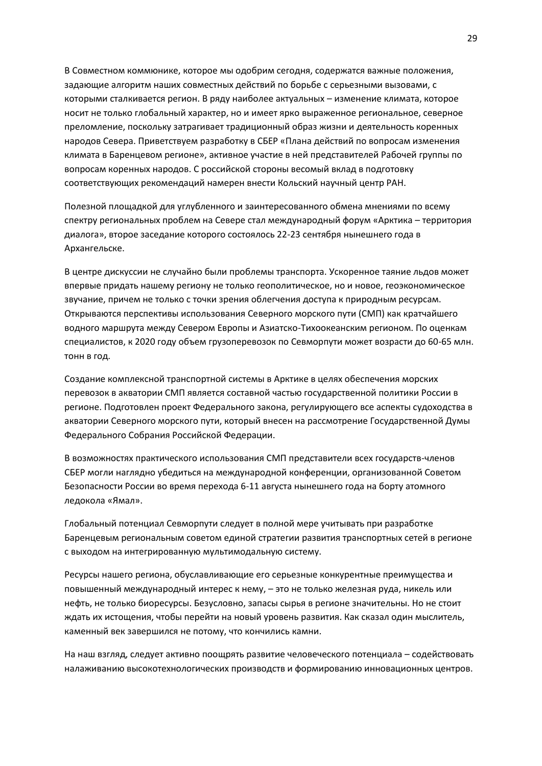В Совместном коммюнике, которое мы одобрим сегодня, содержатся важные положения, задающие алгоритм наших совместных действий по борьбе с серьезными вызовами, с которыми сталкивается регион. В ряду наиболее актуальных – изменение климата, которое носит не только глобальный характер, но и имеет ярко выраженное региональное, северное преломление, поскольку затрагивает традиционный образ жизни и деятельность коренных народов Севера. Приветствуем разработку в СБЕР «Плана действий по вопросам изменения климата в Баренцевом регионе», активное участие в ней представителей Рабочей группы по вопросам коренных народов. С российской стороны весомый вклад в подготовку соответствующих рекомендаций намерен внести Кольский научный центр РАН.

Полезной площадкой для углубленного и заинтересованного обмена мнениями по всему спектру региональных проблем на Севере стал международный форум «Арктика – территория диалога», второе заседание которого состоялось 22-23 сентября нынешнего года в Архангельске.

В центре дискуссии не случайно были проблемы транспорта. Ускоренное таяние льдов может впервые придать нашему региону не только геополитическое, но и новое, геоэкономическое звучание, причем не только с точки зрения облегчения доступа к природным ресурсам. Открываются перспективы использования Северного морского пути (СМП) как кратчайшего водного маршрута между Севером Европы и Азиатско-Тихоокеанским регионом. По оценкам специалистов, к 2020 году объем грузоперевозок по Севморпути может возрасти до 60-65 млн. тонн в год.

Создание комплексной транспортной системы в Арктике в целях обеспечения морских перевозок в акватории СМП является составной частью государственной политики России в регионе. Подготовлен проект Федерального закона, регулирующего все аспекты судоходства в акватории Северного морского пути, который внесен на рассмотрение Государственной Думы Федерального Собрания Российской Федерации.

В возможностях практического использования СМП представители всех государств-членов СБЕР могли наглядно убедиться на международной конференции, организованной Советом Безопасности России во время перехода 6-11 августа нынешнего года на борту атомного ледокола «Ямал».

Глобальный потенциал Севморпути следует в полной мере учитывать при разработке Баренцевым региональным советом единой стратегии развития транспортных сетей в регионе с выходом на интегрированную мультимодальную систему.

Ресурсы нашего региона, обуславливающие его серьезные конкурентные преимущества и повышенный международный интерес к нему, – это не только железная руда, никель или нефть, не только биоресурсы. Безусловно, запасы сырья в регионе значительны. Но не стоит ждать их истощения, чтобы перейти на новый уровень развития. Как сказал один мыслитель, каменный век завершился не потому, что кончились камни.

На наш взгляд, следует активно поощрять развитие человеческого потенциала – содействовать налаживанию высокотехнологических производств и формированию инновационных центров.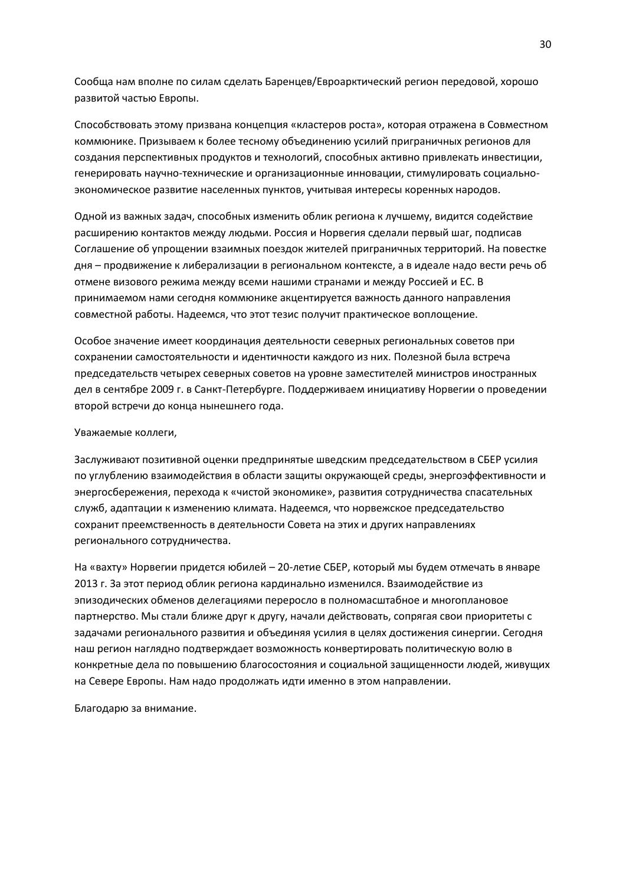Сообща нам вполне по силам сделать Баренцев/Евроарктический регион передовой, хорошо развитой частью Европы.

Способствовать этому призвана концепция «кластеров роста», которая отражена в Совместном коммюнике. Призываем к более тесному объединению усилий приграничных регионов для создания перспективных продуктов и технологий, способных активно привлекать инвестиции, генерировать научно-технические и организационные инновации, стимулировать социально-экономическое развитие населенных пунктов, учитывая интересы коренных народов.

Одной из важных задач, способных изменить облик региона к лучшему, видится содействие расширению контактов между людьми. Россия и Норвегия сделали первый шаг, подписав Соглашение об упрощении взаимных поездок жителей приграничных территорий. На повестке дня – продвижение к либерализации в региональном контексте, а в идеале надо вести речь об отмене визового режима между всеми нашими странами и между Россией и ЕС. В принимаемом нами сегодня коммюнике акцентируется важность данного направления совместной работы. Надеемся, что этот тезис получит практическое воплощение.

Особое значение имеет координация деятельности северных региональных советов при сохранении самостоятельности и идентичности каждого из них. Полезной была встреча председательств четырех северных советов на уровне заместителей министров иностранных дел в сентябре 2009 г. в Санкт-Петербурге. Поддерживаем инициативу Норвегии о проведении второй встречи до конца нынешнего года.

Уважаемые коллеги,

Заслуживают позитивной оценки предпринятые шведским председательством в СБЕР усилия по углублению взаимодействия в области защиты окружающей среды, энергоэффективности и энергосбережения, перехода к «чистой экономике», развития сотрудничества спасательных служб, адаптации к изменению климата. Надеемся, что норвежское председательство сохранит преемственность в деятельности Совета на этих и других направлениях регионального сотрудничества.

На «вахту» Норвегии придется юбилей – 20-летие СБЕР, который мы будем отмечать в январе 2013 г. За этот период облик региона кардинально изменился. Взаимодействие из эпизодических обменов делегациями переросло в полномасштабное и многоплановое партнерство. Мы стали ближе друг к другу, начали действовать, сопрягая свои приоритеты с задачами регионального развития и объединяя усилия в целях достижения синергии. Сегодня наш регион наглядно подтверждает возможность конвертировать политическую волю в конкретные дела по повышению благосостояния и социальной защищенности людей, живущих на Севере Европы. Нам надо продолжать идти именно в этом направлении.

Благодарю за внимание.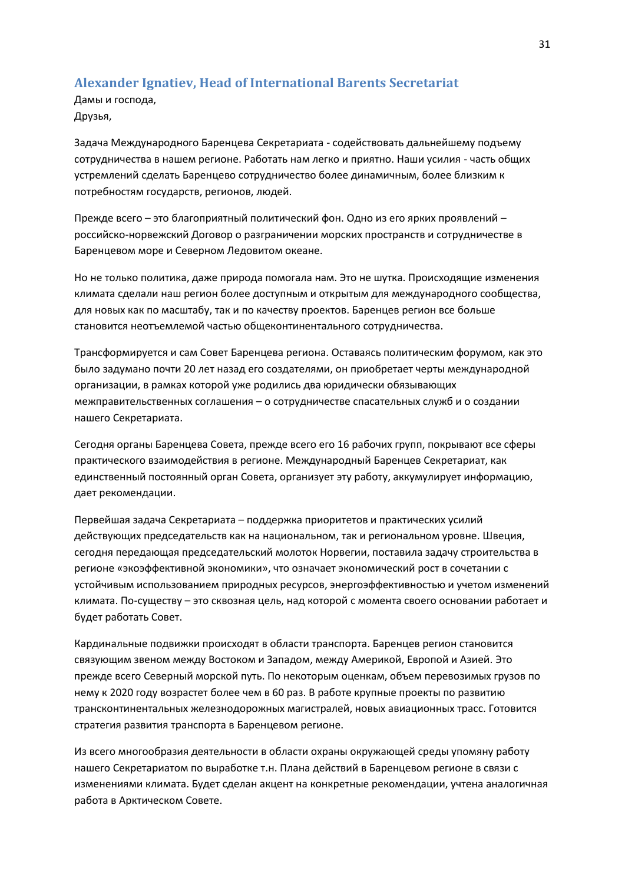## Alexander Ignatiev, Head of International Barents Secretariat

Дамы и господа,
Друзья,

Задача Международного Баренцева Секретариата - содействовать дальнейшему подъему сотрудничества в нашем регионе. Работать нам легко и приятно. Наши усилия - часть общих устремлений сделать Баренцево сотрудничество более динамичным, более близким к потребностям государств, регионов, людей.

Прежде всего – это благоприятный политический фон. Одно из его ярких проявлений – российско-норвежский Договор о разграничении морских пространств и сотрудничестве в Баренцевом море и Северном Ледовитом океане.

Но не только политика, даже природа помогала нам. Это не шутка. Происходящие изменения климата сделали наш регион более доступным и открытым для международного сообщества, для новых как по масштабу, так и по качеству проектов. Баренцев регион все больше становится неотъемлемой частью общеконтинентального сотрудничества.

Трансформируется и сам Совет Баренцева региона. Оставаясь политическим форумом, как это было задумано почти 20 лет назад его создателями, он приобретает черты международной организации, в рамках которой уже родились два юридически обязывающих межправительственных соглашения – о сотрудничестве спасательных служб и о создании нашего Секретариата.

Сегодня органы Баренцева Совета, прежде всего его 16 рабочих групп, покрывают все сферы практического взаимодействия в регионе. Международный Баренцев Секретариат, как единственный постоянный орган Совета, организует эту работу, аккумулирует информацию, дает рекомендации.

Первейшая задача Секретариата – поддержка приоритетов и практических усилий действующих председательств как на национальном, так и региональном уровне. Швеция, сегодня передающая председательский молоток Норвегии, поставила задачу строительства в регионе «экоэффективной экономики», что означает экономический рост в сочетании с устойчивым использованием природных ресурсов, энергоэффективностью и учетом изменений климата. По-существу – это сквозная цель, над которой с момента своего основании работает и будет работать Совет.

Кардинальные подвижки происходят в области транспорта. Баренцев регион становится связующим звеном между Востоком и Западом, между Америкой, Европой и Азией. Это прежде всего Северный морской путь. По некоторым оценкам, объем перевозимых грузов по нему к 2020 году возрастет более чем в 60 раз. В работе крупные проекты по развитию трансконтинентальных железнодорожных магистралей, новых авиационных трасс. Готовится стратегия развития транспорта в Баренцевом регионе.

Из всего многообразия деятельности в области охраны окружающей среды упомяну работу нашего Секретариатом по выработке т.н. Плана действий в Баренцевом регионе в связи с изменениями климата. Будет сделан акцент на конкретные рекомендации, учтена аналогичная работа в Арктическом Совете.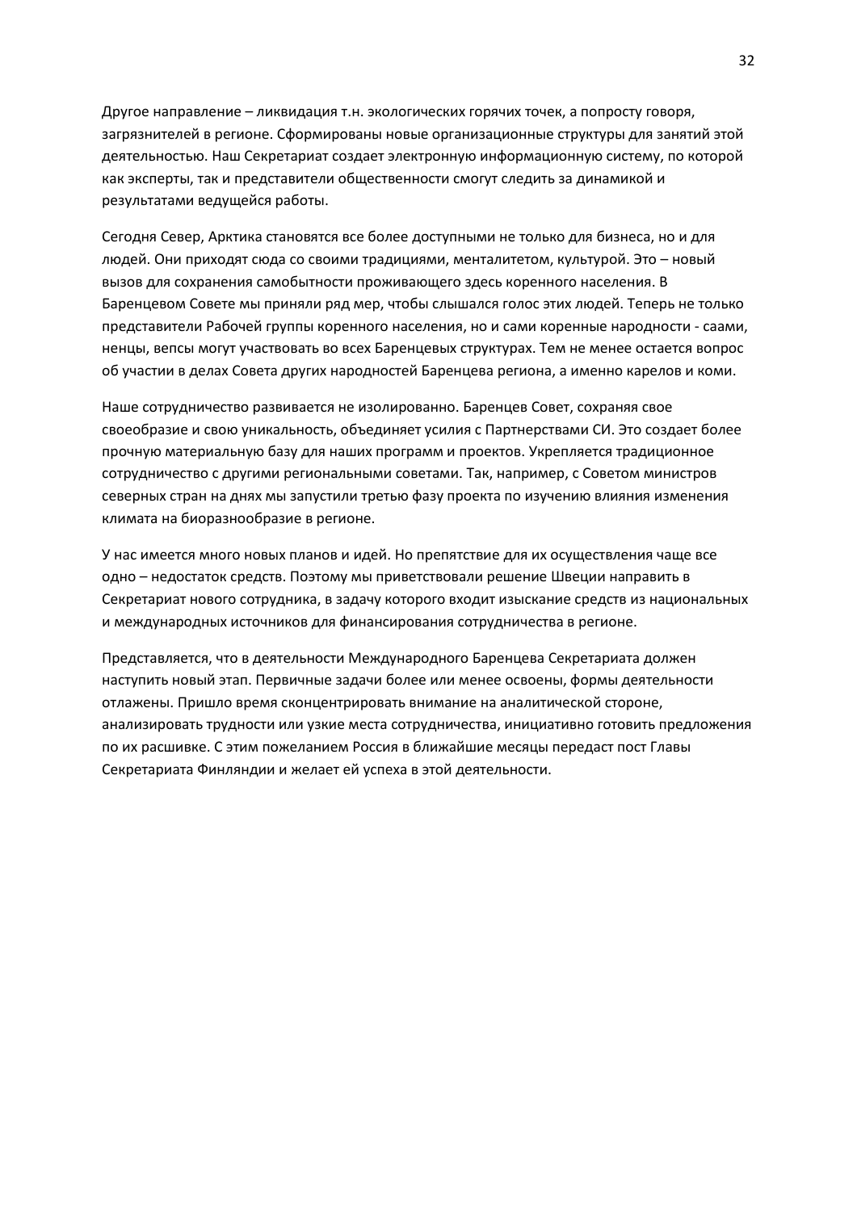Другое направление – ликвидация т.н. экологических горячих точек, а попросту говоря, загрязнителей в регионе. Сформированы новые организационные структуры для занятий этой деятельностью. Наш Секретариат создает электронную информационную систему, по которой как эксперты, так и представители общественности смогут следить за динамикой и результатами ведущейся работы.

Сегодня Север, Арктика становятся все более доступными не только для бизнеса, но и для людей. Они приходят сюда со своими традициями, менталитетом, культурой. Это – новый вызов для сохранения самобытности проживающего здесь коренного населения. В Баренцевом Совете мы приняли ряд мер, чтобы слышался голос этих людей. Теперь не только представители Рабочей группы коренного населения, но и сами коренные народности - саами, ненцы, вепсы могут участвовать во всех Баренцевых структурах. Тем не менее остается вопрос об участии в делах Совета других народностей Баренцева региона, а именно карелов и коми.

Наше сотрудничество развивается не изолированно. Баренцев Совет, сохраняя свое своеобразие и свою уникальность, объединяет усилия с Партнерствами СИ. Это создает более прочную материальную базу для наших программ и проектов. Укрепляется традиционное сотрудничество с другими региональными советами. Так, например, с Советом министров северных стран на днях мы запустили третью фазу проекта по изучению влияния изменения климата на биоразнообразие в регионе.

У нас имеется много новых планов и идей. Но препятствие для их осуществления чаще все одно – недостаток средств. Поэтому мы приветствовали решение Швеции направить в Секретариат нового сотрудника, в задачу которого входит изыскание средств из национальных и международных источников для финансирования сотрудничества в регионе.

Представляется, что в деятельности Международного Баренцева Секретариата должен наступить новый этап. Первичные задачи более или менее освоены, формы деятельности отлажены. Пришло время сконцентрировать внимание на аналитической стороне, анализировать трудности или узкие места сотрудничества, инициативно готовить предложения по их расшивке. С этим пожеланием Россия в ближайшие месяцы передаст пост Главы Секретариата Финляндии и желает ей успеха в этой деятельности.